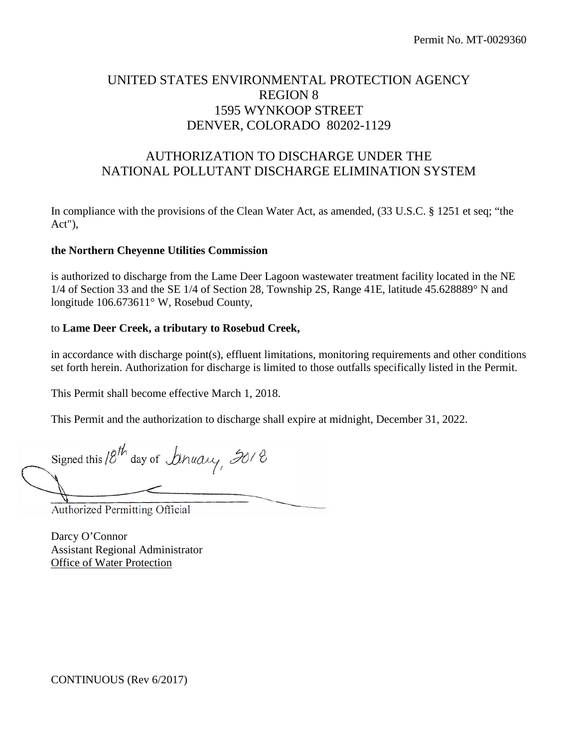Permit No. MT-0029360

# UNITED STATES ENVIRONMENTAL PROTECTION AGENCY
## REGION 8
## 1595 WYNKOOP STREET
## DENVER, COLORADO 80202-1129

## AUTHORIZATION TO DISCHARGE UNDER THE NATIONAL POLLUTANT DISCHARGE ELIMINATION SYSTEM

In compliance with the provisions of the Clean Water Act, as amended, (33 U.S.C. § 1251 et seq; "the Act"),

**the Northern Cheyenne Utilities Commission**

is authorized to discharge from the Lame Deer Lagoon wastewater treatment facility located in the NE 1/4 of Section 33 and the SE 1/4 of Section 28, Township 2S, Range 41E, latitude 45.628889° N and longitude 106.673611° W, Rosebud County,

to **Lame Deer Creek, a tributary to Rosebud Creek,**

in accordance with discharge point(s), effluent limitations, monitoring requirements and other conditions set forth herein. Authorization for discharge is limited to those outfalls specifically listed in the Permit.

This Permit shall become effective March 1, 2018.

This Permit and the authorization to discharge shall expire at midnight, December 31, 2022.

Signed this 18th day of January, 2018

\_\_\_\_\_\_\_\_\_\_\_\_\_\_\_\_\_\_\_\_\_\_\_\_\_\_\_\_\_\_\_\_\_\_

Authorized Permitting Official

Darcy O'Connor
Assistant Regional Administrator
Office of Water Protection

CONTINUOUS (Rev 6/2017)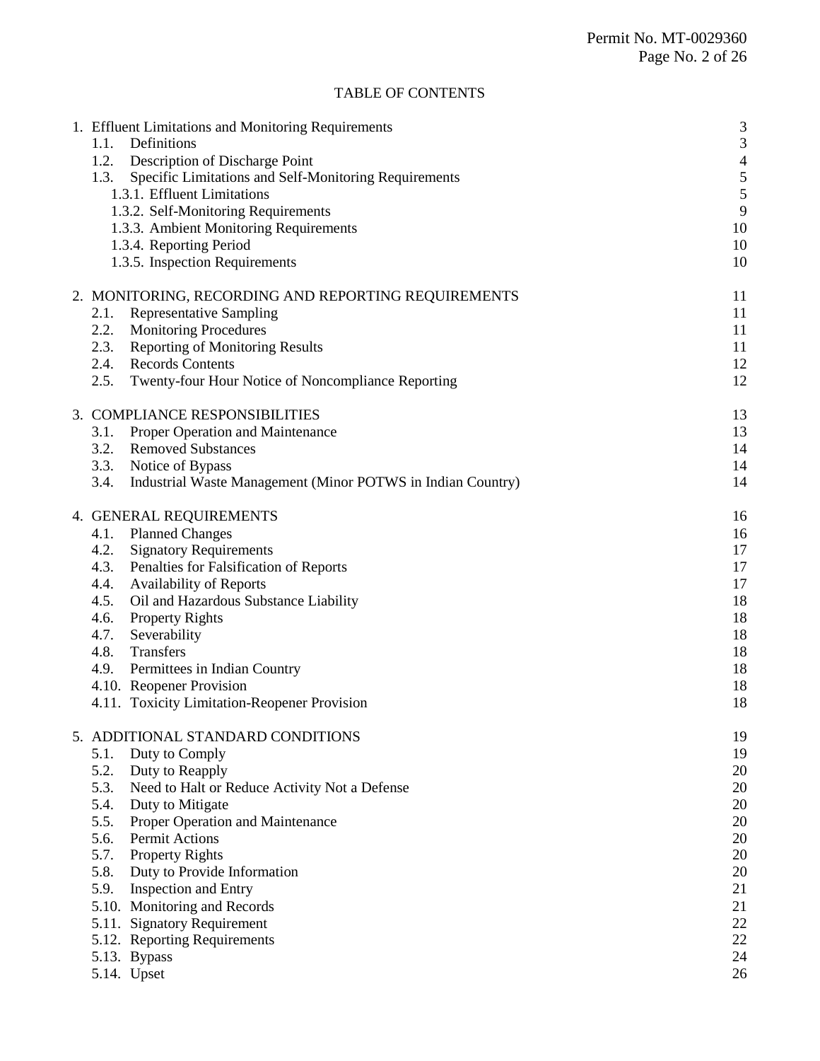# TABLE OF CONTENTS

| | |
|---|---|
| 1. Effluent Limitations and Monitoring Requirements | 3 |
| 1.1. Definitions | 3 |
| 1.2. Description of Discharge Point | 4 |
| 1.3. Specific Limitations and Self-Monitoring Requirements | 5 |
| 1.3.1. Effluent Limitations | 5 |
| 1.3.2. Self-Monitoring Requirements | 9 |
| 1.3.3. Ambient Monitoring Requirements | 10 |
| 1.3.4. Reporting Period | 10 |
| 1.3.5. Inspection Requirements | 10 |
| 2. MONITORING, RECORDING AND REPORTING REQUIREMENTS | 11 |
| 2.1. Representative Sampling | 11 |
| 2.2. Monitoring Procedures | 11 |
| 2.3. Reporting of Monitoring Results | 11 |
| 2.4. Records Contents | 12 |
| 2.5. Twenty-four Hour Notice of Noncompliance Reporting | 12 |
| 3. COMPLIANCE RESPONSIBILITIES | 13 |
| 3.1. Proper Operation and Maintenance | 13 |
| 3.2. Removed Substances | 14 |
| 3.3. Notice of Bypass | 14 |
| 3.4. Industrial Waste Management (Minor POTWS in Indian Country) | 14 |
| 4. GENERAL REQUIREMENTS | 16 |
| 4.1. Planned Changes | 16 |
| 4.2. Signatory Requirements | 17 |
| 4.3. Penalties for Falsification of Reports | 17 |
| 4.4. Availability of Reports | 17 |
| 4.5. Oil and Hazardous Substance Liability | 18 |
| 4.6. Property Rights | 18 |
| 4.7. Severability | 18 |
| 4.8. Transfers | 18 |
| 4.9. Permittees in Indian Country | 18 |
| 4.10. Reopener Provision | 18 |
| 4.11. Toxicity Limitation-Reopener Provision | 18 |
| 5. ADDITIONAL STANDARD CONDITIONS | 19 |
| 5.1. Duty to Comply | 19 |
| 5.2. Duty to Reapply | 20 |
| 5.3. Need to Halt or Reduce Activity Not a Defense | 20 |
| 5.4. Duty to Mitigate | 20 |
| 5.5. Proper Operation and Maintenance | 20 |
| 5.6. Permit Actions | 20 |
| 5.7. Property Rights | 20 |
| 5.8. Duty to Provide Information | 20 |
| 5.9. Inspection and Entry | 21 |
| 5.10. Monitoring and Records | 21 |
| 5.11. Signatory Requirement | 22 |
| 5.12. Reporting Requirements | 22 |
| 5.13. Bypass | 24 |
| 5.14. Upset | 26 |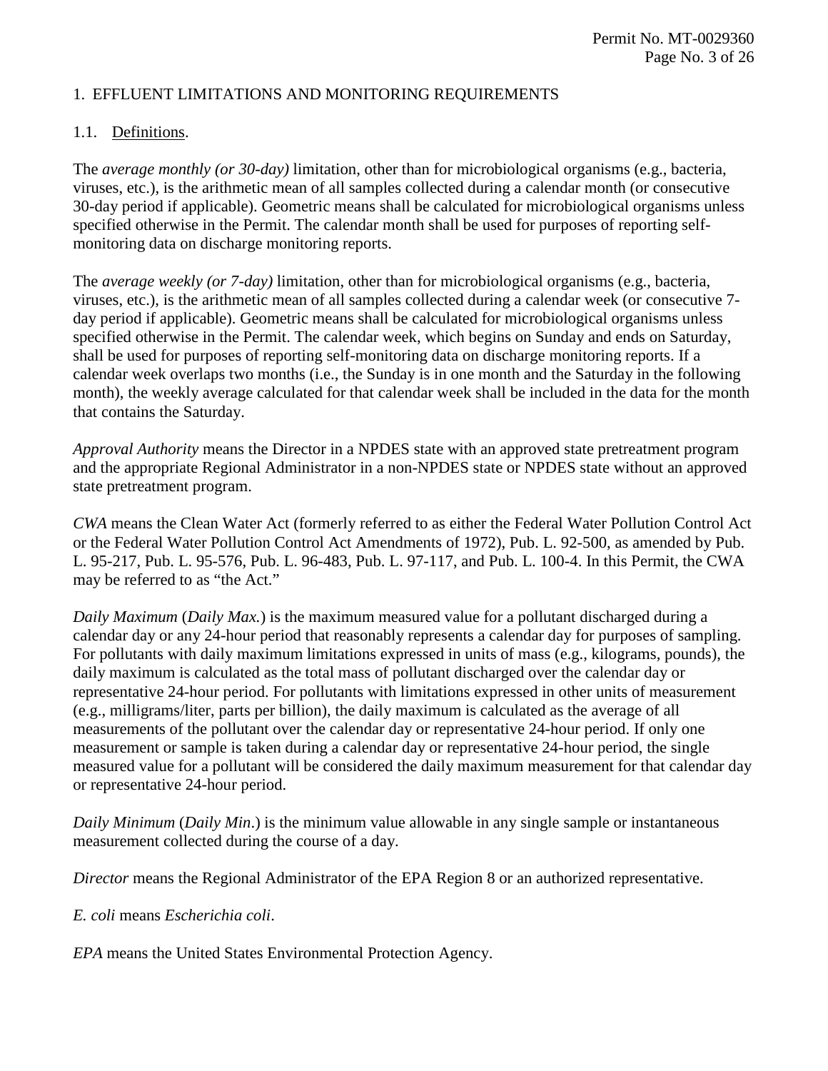## 1. EFFLUENT LIMITATIONS AND MONITORING REQUIREMENTS

### 1.1. Definitions.

The *average monthly (or 30-day)* limitation, other than for microbiological organisms (e.g., bacteria, viruses, etc.), is the arithmetic mean of all samples collected during a calendar month (or consecutive 30-day period if applicable). Geometric means shall be calculated for microbiological organisms unless specified otherwise in the Permit. The calendar month shall be used for purposes of reporting self-monitoring data on discharge monitoring reports.

The *average weekly (or 7-day)* limitation, other than for microbiological organisms (e.g., bacteria, viruses, etc.), is the arithmetic mean of all samples collected during a calendar week (or consecutive 7-day period if applicable). Geometric means shall be calculated for microbiological organisms unless specified otherwise in the Permit. The calendar week, which begins on Sunday and ends on Saturday, shall be used for purposes of reporting self-monitoring data on discharge monitoring reports. If a calendar week overlaps two months (i.e., the Sunday is in one month and the Saturday in the following month), the weekly average calculated for that calendar week shall be included in the data for the month that contains the Saturday.

*Approval Authority* means the Director in a NPDES state with an approved state pretreatment program and the appropriate Regional Administrator in a non-NPDES state or NPDES state without an approved state pretreatment program.

*CWA* means the Clean Water Act (formerly referred to as either the Federal Water Pollution Control Act or the Federal Water Pollution Control Act Amendments of 1972), Pub. L. 92-500, as amended by Pub. L. 95-217, Pub. L. 95-576, Pub. L. 96-483, Pub. L. 97-117, and Pub. L. 100-4. In this Permit, the CWA may be referred to as "the Act."

*Daily Maximum* (*Daily Max.*) is the maximum measured value for a pollutant discharged during a calendar day or any 24-hour period that reasonably represents a calendar day for purposes of sampling. For pollutants with daily maximum limitations expressed in units of mass (e.g., kilograms, pounds), the daily maximum is calculated as the total mass of pollutant discharged over the calendar day or representative 24-hour period. For pollutants with limitations expressed in other units of measurement (e.g., milligrams/liter, parts per billion), the daily maximum is calculated as the average of all measurements of the pollutant over the calendar day or representative 24-hour period. If only one measurement or sample is taken during a calendar day or representative 24-hour period, the single measured value for a pollutant will be considered the daily maximum measurement for that calendar day or representative 24-hour period.

*Daily Minimum* (*Daily Min*.) is the minimum value allowable in any single sample or instantaneous measurement collected during the course of a day.

*Director* means the Regional Administrator of the EPA Region 8 or an authorized representative.

*E. coli* means *Escherichia coli*.

*EPA* means the United States Environmental Protection Agency.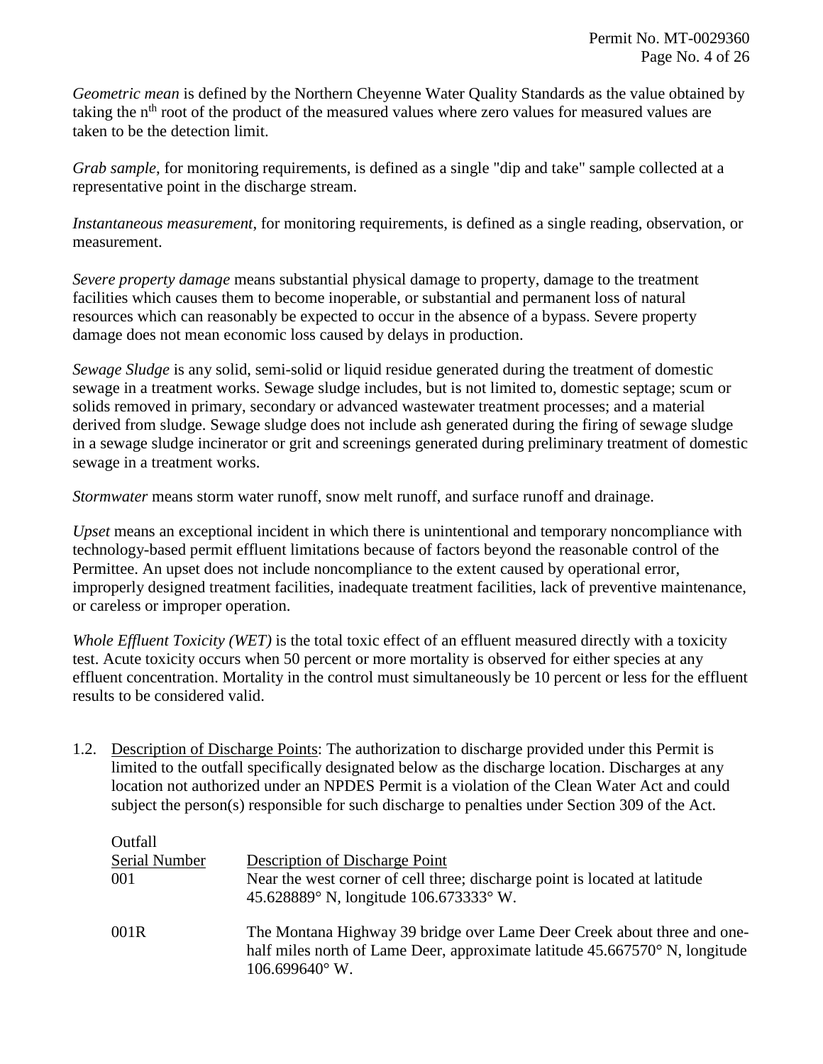*Geometric mean* is defined by the Northern Cheyenne Water Quality Standards as the value obtained by taking the $n^{th}$ root of the product of the measured values where zero values for measured values are taken to be the detection limit.

*Grab sample*, for monitoring requirements, is defined as a single "dip and take" sample collected at a representative point in the discharge stream.

*Instantaneous measurement,* for monitoring requirements, is defined as a single reading, observation, or measurement.

*Severe property damage* means substantial physical damage to property, damage to the treatment facilities which causes them to become inoperable, or substantial and permanent loss of natural resources which can reasonably be expected to occur in the absence of a bypass. Severe property damage does not mean economic loss caused by delays in production.

*Sewage Sludge* is any solid, semi-solid or liquid residue generated during the treatment of domestic sewage in a treatment works. Sewage sludge includes, but is not limited to, domestic septage; scum or solids removed in primary, secondary or advanced wastewater treatment processes; and a material derived from sludge. Sewage sludge does not include ash generated during the firing of sewage sludge in a sewage sludge incinerator or grit and screenings generated during preliminary treatment of domestic sewage in a treatment works.

*Stormwater* means storm water runoff, snow melt runoff, and surface runoff and drainage.

*Upset* means an exceptional incident in which there is unintentional and temporary noncompliance with technology-based permit effluent limitations because of factors beyond the reasonable control of the Permittee. An upset does not include noncompliance to the extent caused by operational error, improperly designed treatment facilities, inadequate treatment facilities, lack of preventive maintenance, or careless or improper operation.

*Whole Effluent Toxicity (WET)* is the total toxic effect of an effluent measured directly with a toxicity test. Acute toxicity occurs when 50 percent or more mortality is observed for either species at any effluent concentration. Mortality in the control must simultaneously be 10 percent or less for the effluent results to be considered valid.

1.2. Description of Discharge Points: The authorization to discharge provided under this Permit is limited to the outfall specifically designated below as the discharge location. Discharges at any location not authorized under an NPDES Permit is a violation of the Clean Water Act and could subject the person(s) responsible for such discharge to penalties under Section 309 of the Act.

| Outfall Serial Number | Description of Discharge Point |
|---|---|
| 001 | Near the west corner of cell three; discharge point is located at latitude 45.628889° N, longitude 106.673333° W. |
| 001R | The Montana Highway 39 bridge over Lame Deer Creek about three and one-half miles north of Lame Deer, approximate latitude 45.667570° N, longitude 106.699640° W. |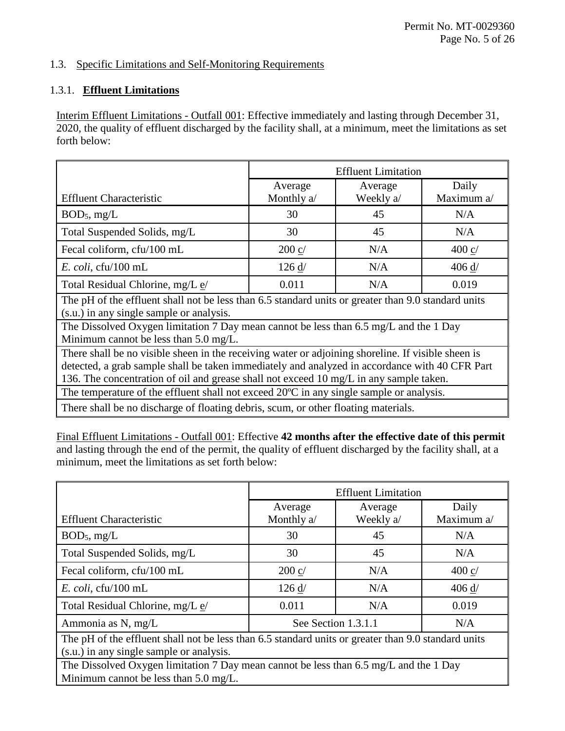## 1.3. Specific Limitations and Self-Monitoring Requirements

### 1.3.1. **Effluent Limitations**

Interim Effluent Limitations - Outfall 001: Effective immediately and lasting through December 31, 2020, the quality of effluent discharged by the facility shall, at a minimum, meet the limitations as set forth below:

| | Effluent Limitation | | |
|---|---|---|---|
| Effluent Characteristic | Average Monthly a/ | Average Weekly a/ | Daily Maximum a/ |
| $BOD_5$, mg/L | 30 | 45 | N/A |
| Total Suspended Solids, mg/L | 30 | 45 | N/A |
| Fecal coliform, cfu/100 mL | 200 c/ | N/A | 400 c/ |
| *E. coli*, cfu/100 mL | 126 d/ | N/A | 406 d/ |
| Total Residual Chlorine, mg/L e/ | 0.011 | N/A | 0.019 |
| The pH of the effluent shall not be less than 6.5 standard units or greater than 9.0 standard units (s.u.) in any single sample or analysis. | | | |
| The Dissolved Oxygen limitation 7 Day mean cannot be less than 6.5 mg/L and the 1 Day Minimum cannot be less than 5.0 mg/L. | | | |
| There shall be no visible sheen in the receiving water or adjoining shoreline. If visible sheen is detected, a grab sample shall be taken immediately and analyzed in accordance with 40 CFR Part 136. The concentration of oil and grease shall not exceed 10 mg/L in any sample taken. | | | |
| The temperature of the effluent shall not exceed 20ºC in any single sample or analysis. | | | |
| There shall be no discharge of floating debris, scum, or other floating materials. | | | |

Final Effluent Limitations - Outfall 001: Effective **42 months after the effective date of this permit** and lasting through the end of the permit, the quality of effluent discharged by the facility shall, at a minimum, meet the limitations as set forth below:

| | Effluent Limitation | | |
|---|---|---|---|
| Effluent Characteristic | Average Monthly a/ | Average Weekly a/ | Daily Maximum a/ |
| $BOD_5$, mg/L | 30 | 45 | N/A |
| Total Suspended Solids, mg/L | 30 | 45 | N/A |
| Fecal coliform, cfu/100 mL | 200 c/ | N/A | 400 c/ |
| *E. coli*, cfu/100 mL | 126 d/ | N/A | 406 d/ |
| Total Residual Chlorine, mg/L e/ | 0.011 | N/A | 0.019 |
| Ammonia as N, mg/L | See Section 1.3.1.1 | | N/A |
| The pH of the effluent shall not be less than 6.5 standard units or greater than 9.0 standard units (s.u.) in any single sample or analysis. | | | |
| The Dissolved Oxygen limitation 7 Day mean cannot be less than 6.5 mg/L and the 1 Day Minimum cannot be less than 5.0 mg/L. | | | |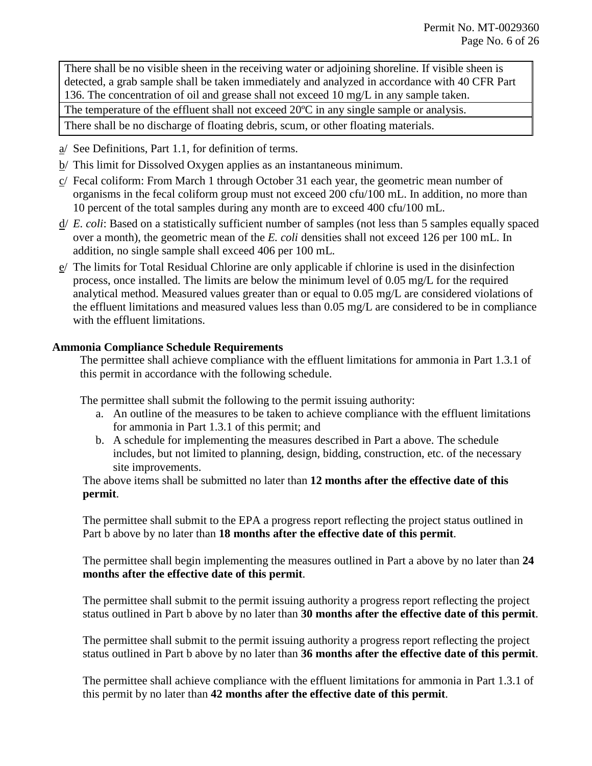| There shall be no visible sheen in the receiving water or adjoining shoreline. If visible sheen is detected, a grab sample shall be taken immediately and analyzed in accordance with 40 CFR Part 136. The concentration of oil and grease shall not exceed 10 mg/L in any sample taken. |
| --- |
| The temperature of the effluent shall not exceed 20ºC in any single sample or analysis. |
| There shall be no discharge of floating debris, scum, or other floating materials. |

a/ See Definitions, Part 1.1, for definition of terms.

b/ This limit for Dissolved Oxygen applies as an instantaneous minimum.

c/ Fecal coliform: From March 1 through October 31 each year, the geometric mean number of organisms in the fecal coliform group must not exceed 200 cfu/100 mL. In addition, no more than 10 percent of the total samples during any month are to exceed 400 cfu/100 mL.

d/ *E. coli*: Based on a statistically sufficient number of samples (not less than 5 samples equally spaced over a month), the geometric mean of the *E. coli* densities shall not exceed 126 per 100 mL. In addition, no single sample shall exceed 406 per 100 mL.

e/ The limits for Total Residual Chlorine are only applicable if chlorine is used in the disinfection process, once installed. The limits are below the minimum level of 0.05 mg/L for the required analytical method. Measured values greater than or equal to 0.05 mg/L are considered violations of the effluent limitations and measured values less than 0.05 mg/L are considered to be in compliance with the effluent limitations.

**Ammonia Compliance Schedule Requirements**

The permittee shall achieve compliance with the effluent limitations for ammonia in Part 1.3.1 of this permit in accordance with the following schedule.

The permittee shall submit the following to the permit issuing authority:

a. An outline of the measures to be taken to achieve compliance with the effluent limitations for ammonia in Part 1.3.1 of this permit; and
b. A schedule for implementing the measures described in Part a above. The schedule includes, but not limited to planning, design, bidding, construction, etc. of the necessary site improvements.

The above items shall be submitted no later than **12 months after the effective date of this permit**.

The permittee shall submit to the EPA a progress report reflecting the project status outlined in Part b above by no later than **18 months after the effective date of this permit**.

The permittee shall begin implementing the measures outlined in Part a above by no later than **24 months after the effective date of this permit**.

The permittee shall submit to the permit issuing authority a progress report reflecting the project status outlined in Part b above by no later than **30 months after the effective date of this permit**.

The permittee shall submit to the permit issuing authority a progress report reflecting the project status outlined in Part b above by no later than **36 months after the effective date of this permit**.

The permittee shall achieve compliance with the effluent limitations for ammonia in Part 1.3.1 of this permit by no later than **42 months after the effective date of this permit**.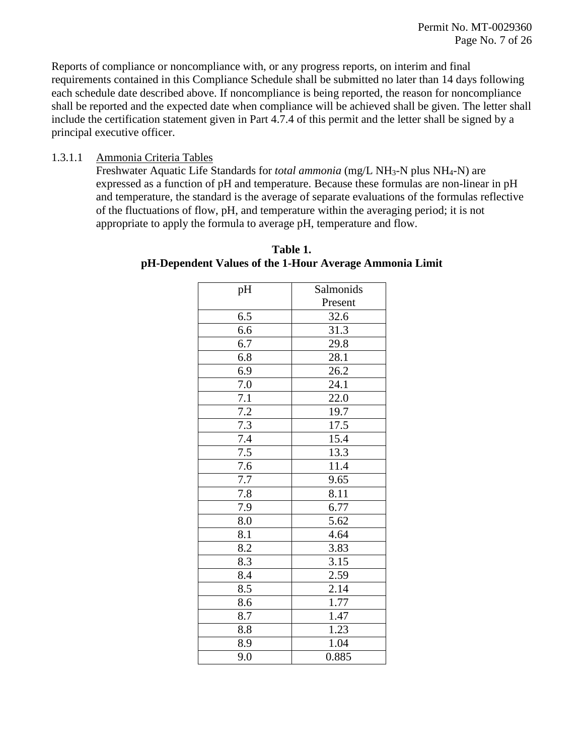Reports of compliance or noncompliance with, or any progress reports, on interim and final requirements contained in this Compliance Schedule shall be submitted no later than 14 days following each schedule date described above. If noncompliance is being reported, the reason for noncompliance shall be reported and the expected date when compliance will be achieved shall be given. The letter shall include the certification statement given in Part 4.7.4 of this permit and the letter shall be signed by a principal executive officer.

1.3.1.1 Ammonia Criteria Tables

Freshwater Aquatic Life Standards for *total ammonia* (mg/L $NH_3$-N plus $NH_4$-N) are expressed as a function of pH and temperature. Because these formulas are non-linear in pH and temperature, the standard is the average of separate evaluations of the formulas reflective of the fluctuations of flow, pH, and temperature within the averaging period; it is not appropriate to apply the formula to average pH, temperature and flow.

**Table 1.**
**pH-Dependent Values of the 1-Hour Average Ammonia Limit**

| pH | Salmonids Present |
|---|---|
| 6.5 | 32.6 |
| 6.6 | 31.3 |
| 6.7 | 29.8 |
| 6.8 | 28.1 |
| 6.9 | 26.2 |
| 7.0 | 24.1 |
| 7.1 | 22.0 |
| 7.2 | 19.7 |
| 7.3 | 17.5 |
| 7.4 | 15.4 |
| 7.5 | 13.3 |
| 7.6 | 11.4 |
| 7.7 | 9.65 |
| 7.8 | 8.11 |
| 7.9 | 6.77 |
| 8.0 | 5.62 |
| 8.1 | 4.64 |
| 8.2 | 3.83 |
| 8.3 | 3.15 |
| 8.4 | 2.59 |
| 8.5 | 2.14 |
| 8.6 | 1.77 |
| 8.7 | 1.47 |
| 8.8 | 1.23 |
| 8.9 | 1.04 |
| 9.0 | 0.885 |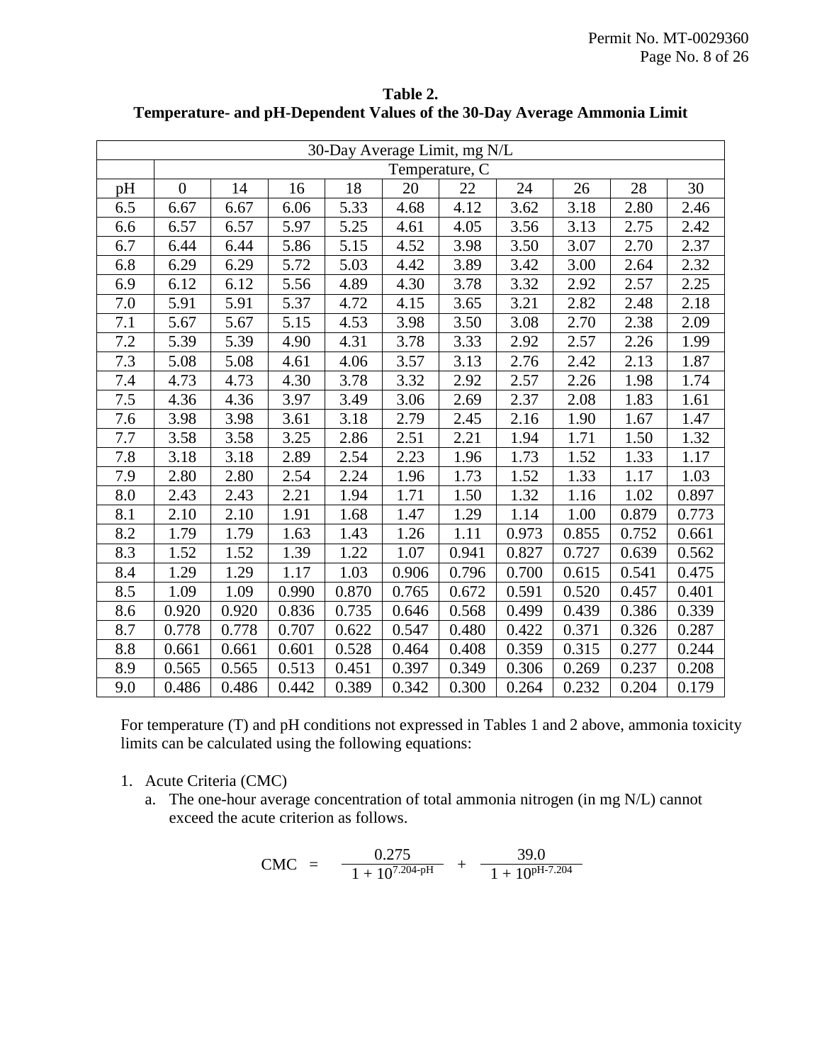**Table 2.**
**Temperature- and pH-Dependent Values of the 30-Day Average Ammonia Limit**

| 30-Day Average Limit, mg N/L | | | | | | | | | | |
|---|---|---|---|---|---|---|---|---|---|---|
| | Temperature, C | | | | | | | | | |
| pH | 0 | 14 | 16 | 18 | 20 | 22 | 24 | 26 | 28 | 30 |
| 6.5 | 6.67 | 6.67 | 6.06 | 5.33 | 4.68 | 4.12 | 3.62 | 3.18 | 2.80 | 2.46 |
| 6.6 | 6.57 | 6.57 | 5.97 | 5.25 | 4.61 | 4.05 | 3.56 | 3.13 | 2.75 | 2.42 |
| 6.7 | 6.44 | 6.44 | 5.86 | 5.15 | 4.52 | 3.98 | 3.50 | 3.07 | 2.70 | 2.37 |
| 6.8 | 6.29 | 6.29 | 5.72 | 5.03 | 4.42 | 3.89 | 3.42 | 3.00 | 2.64 | 2.32 |
| 6.9 | 6.12 | 6.12 | 5.56 | 4.89 | 4.30 | 3.78 | 3.32 | 2.92 | 2.57 | 2.25 |
| 7.0 | 5.91 | 5.91 | 5.37 | 4.72 | 4.15 | 3.65 | 3.21 | 2.82 | 2.48 | 2.18 |
| 7.1 | 5.67 | 5.67 | 5.15 | 4.53 | 3.98 | 3.50 | 3.08 | 2.70 | 2.38 | 2.09 |
| 7.2 | 5.39 | 5.39 | 4.90 | 4.31 | 3.78 | 3.33 | 2.92 | 2.57 | 2.26 | 1.99 |
| 7.3 | 5.08 | 5.08 | 4.61 | 4.06 | 3.57 | 3.13 | 2.76 | 2.42 | 2.13 | 1.87 |
| 7.4 | 4.73 | 4.73 | 4.30 | 3.78 | 3.32 | 2.92 | 2.57 | 2.26 | 1.98 | 1.74 |
| 7.5 | 4.36 | 4.36 | 3.97 | 3.49 | 3.06 | 2.69 | 2.37 | 2.08 | 1.83 | 1.61 |
| 7.6 | 3.98 | 3.98 | 3.61 | 3.18 | 2.79 | 2.45 | 2.16 | 1.90 | 1.67 | 1.47 |
| 7.7 | 3.58 | 3.58 | 3.25 | 2.86 | 2.51 | 2.21 | 1.94 | 1.71 | 1.50 | 1.32 |
| 7.8 | 3.18 | 3.18 | 2.89 | 2.54 | 2.23 | 1.96 | 1.73 | 1.52 | 1.33 | 1.17 |
| 7.9 | 2.80 | 2.80 | 2.54 | 2.24 | 1.96 | 1.73 | 1.52 | 1.33 | 1.17 | 1.03 |
| 8.0 | 2.43 | 2.43 | 2.21 | 1.94 | 1.71 | 1.50 | 1.32 | 1.16 | 1.02 | 0.897 |
| 8.1 | 2.10 | 2.10 | 1.91 | 1.68 | 1.47 | 1.29 | 1.14 | 1.00 | 0.879 | 0.773 |
| 8.2 | 1.79 | 1.79 | 1.63 | 1.43 | 1.26 | 1.11 | 0.973 | 0.855 | 0.752 | 0.661 |
| 8.3 | 1.52 | 1.52 | 1.39 | 1.22 | 1.07 | 0.941 | 0.827 | 0.727 | 0.639 | 0.562 |
| 8.4 | 1.29 | 1.29 | 1.17 | 1.03 | 0.906 | 0.796 | 0.700 | 0.615 | 0.541 | 0.475 |
| 8.5 | 1.09 | 1.09 | 0.990 | 0.870 | 0.765 | 0.672 | 0.591 | 0.520 | 0.457 | 0.401 |
| 8.6 | 0.920 | 0.920 | 0.836 | 0.735 | 0.646 | 0.568 | 0.499 | 0.439 | 0.386 | 0.339 |
| 8.7 | 0.778 | 0.778 | 0.707 | 0.622 | 0.547 | 0.480 | 0.422 | 0.371 | 0.326 | 0.287 |
| 8.8 | 0.661 | 0.661 | 0.601 | 0.528 | 0.464 | 0.408 | 0.359 | 0.315 | 0.277 | 0.244 |
| 8.9 | 0.565 | 0.565 | 0.513 | 0.451 | 0.397 | 0.349 | 0.306 | 0.269 | 0.237 | 0.208 |
| 9.0 | 0.486 | 0.486 | 0.442 | 0.389 | 0.342 | 0.300 | 0.264 | 0.232 | 0.204 | 0.179 |

For temperature (T) and pH conditions not expressed in Tables 1 and 2 above, ammonia toxicity limits can be calculated using the following equations:

1. Acute Criteria (CMC)
   a. The one-hour average concentration of total ammonia nitrogen (in mg N/L) cannot exceed the acute criterion as follows.

$$\text{CMC} = \frac{0.275}{1 + 10^{7.204-\text{pH}}} + \frac{39.0}{1 + 10^{\text{pH}-7.204}}$$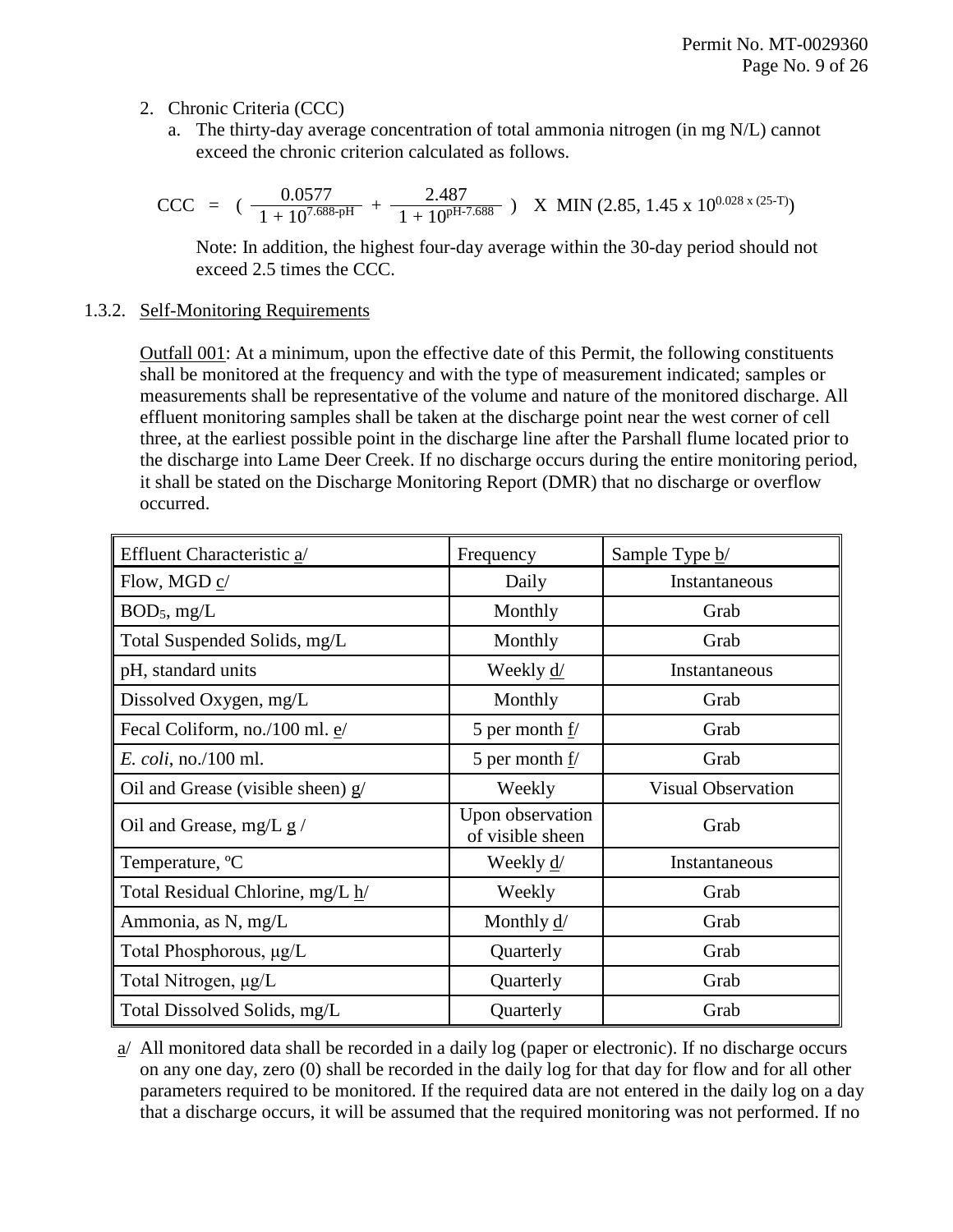2. Chronic Criteria (CCC)
   a. The thirty-day average concentration of total ammonia nitrogen (in mg N/L) cannot exceed the chronic criterion calculated as follows.

$$\text{CCC} = \left( \frac{0.0577}{1 + 10^{7.688-\text{pH}}} + \frac{2.487}{1 + 10^{\text{pH}-7.688}} \right) \text{ X MIN } (2.85,\ 1.45 \text{ x } 10^{0.028 \text{ x } (25-T)})$$

   Note: In addition, the highest four-day average within the 30-day period should not exceed 2.5 times the CCC.

1.3.2. Self-Monitoring Requirements

Outfall 001: At a minimum, upon the effective date of this Permit, the following constituents shall be monitored at the frequency and with the type of measurement indicated; samples or measurements shall be representative of the volume and nature of the monitored discharge. All effluent monitoring samples shall be taken at the discharge point near the west corner of cell three, at the earliest possible point in the discharge line after the Parshall flume located prior to the discharge into Lame Deer Creek. If no discharge occurs during the entire monitoring period, it shall be stated on the Discharge Monitoring Report (DMR) that no discharge or overflow occurred.

| Effluent Characteristic a/ | Frequency | Sample Type b/ |
|---|---|---|
| Flow, MGD c/ | Daily | Instantaneous |
| $BOD_5$, mg/L | Monthly | Grab |
| Total Suspended Solids, mg/L | Monthly | Grab |
| pH, standard units | Weekly d/ | Instantaneous |
| Dissolved Oxygen, mg/L | Monthly | Grab |
| Fecal Coliform, no./100 ml. e/ | 5 per month f/ | Grab |
| *E. coli*, no./100 ml. | 5 per month f/ | Grab |
| Oil and Grease (visible sheen) g/ | Weekly | Visual Observation |
| Oil and Grease, mg/L g / | Upon observation of visible sheen | Grab |
| Temperature, ºC | Weekly d/ | Instantaneous |
| Total Residual Chlorine, mg/L h/ | Weekly | Grab |
| Ammonia, as N, mg/L | Monthly d/ | Grab |
| Total Phosphorous, µg/L | Quarterly | Grab |
| Total Nitrogen, µg/L | Quarterly | Grab |
| Total Dissolved Solids, mg/L | Quarterly | Grab |

a/ All monitored data shall be recorded in a daily log (paper or electronic). If no discharge occurs on any one day, zero (0) shall be recorded in the daily log for that day for flow and for all other parameters required to be monitored. If the required data are not entered in the daily log on a day that a discharge occurs, it will be assumed that the required monitoring was not performed. If no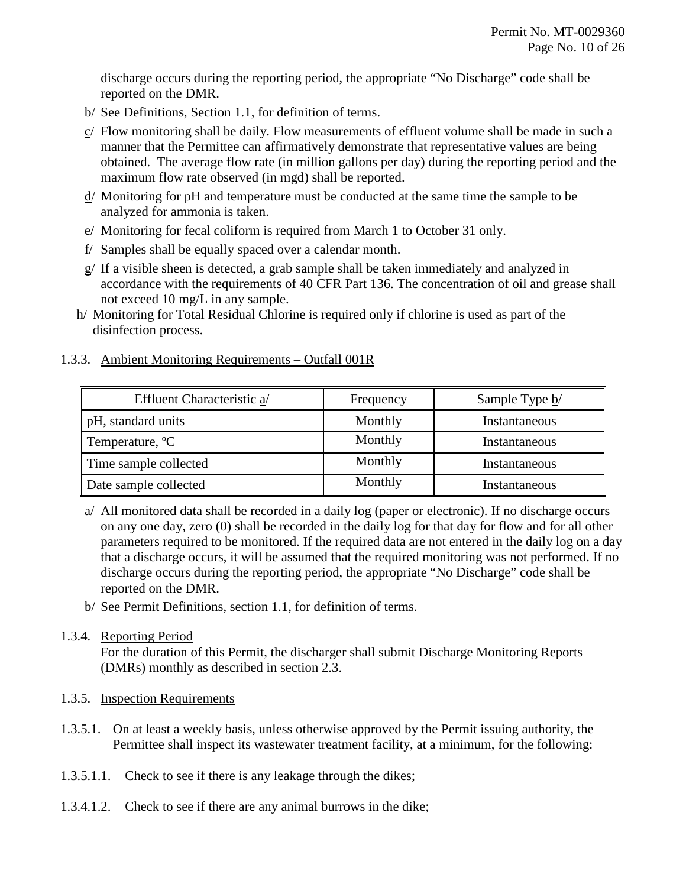discharge occurs during the reporting period, the appropriate "No Discharge" code shall be reported on the DMR.

b/ See Definitions, Section 1.1, for definition of terms.

c/ Flow monitoring shall be daily. Flow measurements of effluent volume shall be made in such a manner that the Permittee can affirmatively demonstrate that representative values are being obtained. The average flow rate (in million gallons per day) during the reporting period and the maximum flow rate observed (in mgd) shall be reported.

d/ Monitoring for pH and temperature must be conducted at the same time the sample to be analyzed for ammonia is taken.

e/ Monitoring for fecal coliform is required from March 1 to October 31 only.

f/ Samples shall be equally spaced over a calendar month.

g/ If a visible sheen is detected, a grab sample shall be taken immediately and analyzed in accordance with the requirements of 40 CFR Part 136. The concentration of oil and grease shall not exceed 10 mg/L in any sample.

h/ Monitoring for Total Residual Chlorine is required only if chlorine is used as part of the disinfection process.

1.3.3. Ambient Monitoring Requirements – Outfall 001R

| Effluent Characteristic a/ | Frequency | Sample Type b/ |
|---|---|---|
| pH, standard units | Monthly | Instantaneous |
| Temperature, ºC | Monthly | Instantaneous |
| Time sample collected | Monthly | Instantaneous |
| Date sample collected | Monthly | Instantaneous |

a/ All monitored data shall be recorded in a daily log (paper or electronic). If no discharge occurs on any one day, zero (0) shall be recorded in the daily log for that day for flow and for all other parameters required to be monitored. If the required data are not entered in the daily log on a day that a discharge occurs, it will be assumed that the required monitoring was not performed. If no discharge occurs during the reporting period, the appropriate "No Discharge" code shall be reported on the DMR.

b/ See Permit Definitions, section 1.1, for definition of terms.

1.3.4. Reporting Period

For the duration of this Permit, the discharger shall submit Discharge Monitoring Reports (DMRs) monthly as described in section 2.3.

1.3.5. Inspection Requirements

1.3.5.1. On at least a weekly basis, unless otherwise approved by the Permit issuing authority, the Permittee shall inspect its wastewater treatment facility, at a minimum, for the following:

1.3.5.1.1. Check to see if there is any leakage through the dikes;

1.3.4.1.2. Check to see if there are any animal burrows in the dike;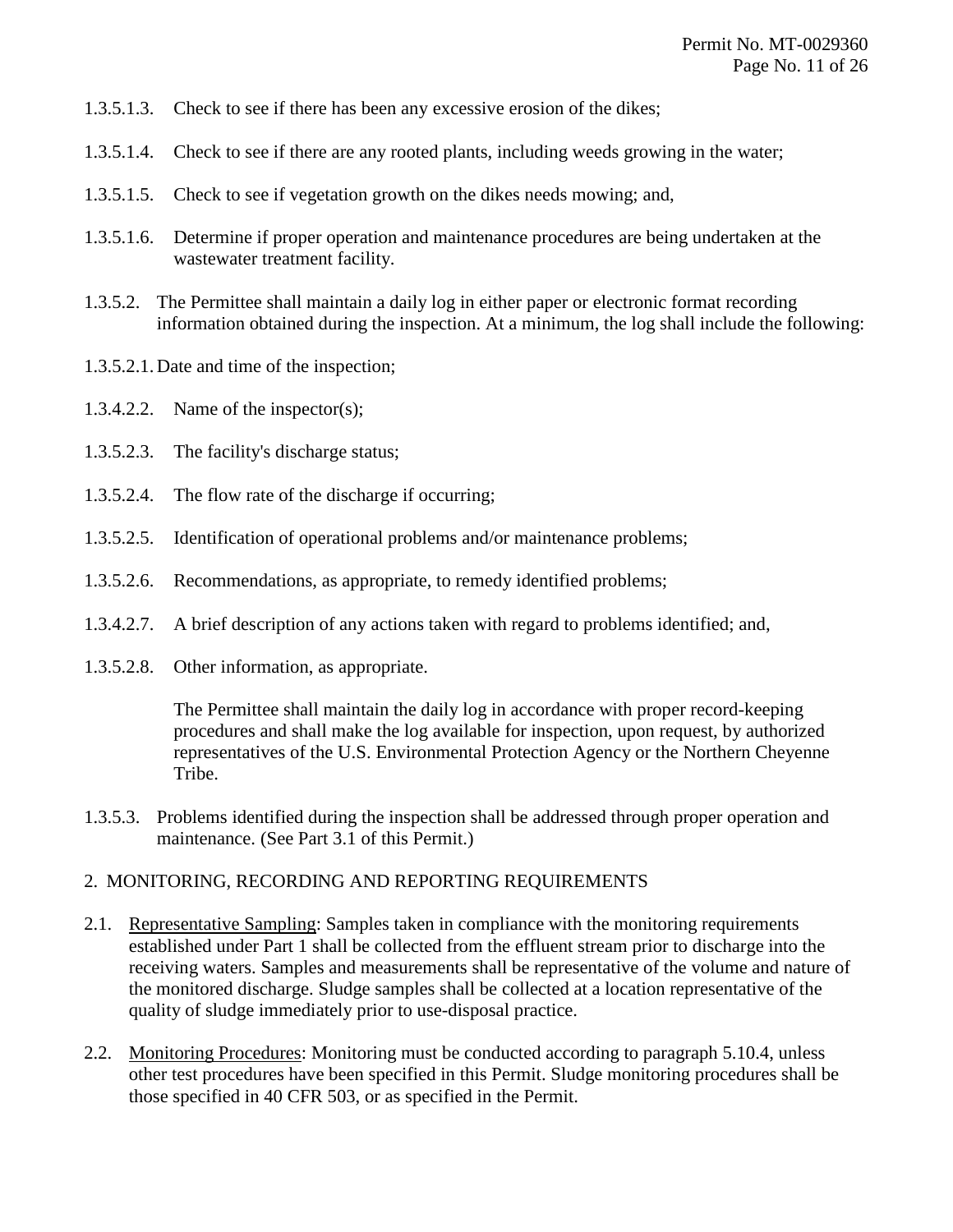1.3.5.1.3. Check to see if there has been any excessive erosion of the dikes;

1.3.5.1.4. Check to see if there are any rooted plants, including weeds growing in the water;

1.3.5.1.5. Check to see if vegetation growth on the dikes needs mowing; and,

1.3.5.1.6. Determine if proper operation and maintenance procedures are being undertaken at the wastewater treatment facility.

1.3.5.2. The Permittee shall maintain a daily log in either paper or electronic format recording information obtained during the inspection. At a minimum, the log shall include the following:

1.3.5.2.1. Date and time of the inspection;

1.3.4.2.2. Name of the inspector(s);

1.3.5.2.3. The facility's discharge status;

1.3.5.2.4. The flow rate of the discharge if occurring;

1.3.5.2.5. Identification of operational problems and/or maintenance problems;

1.3.5.2.6. Recommendations, as appropriate, to remedy identified problems;

1.3.4.2.7. A brief description of any actions taken with regard to problems identified; and,

1.3.5.2.8. Other information, as appropriate.

The Permittee shall maintain the daily log in accordance with proper record-keeping procedures and shall make the log available for inspection, upon request, by authorized representatives of the U.S. Environmental Protection Agency or the Northern Cheyenne Tribe.

1.3.5.3. Problems identified during the inspection shall be addressed through proper operation and maintenance. (See Part 3.1 of this Permit.)

## 2. MONITORING, RECORDING AND REPORTING REQUIREMENTS

2.1. Representative Sampling: Samples taken in compliance with the monitoring requirements established under Part 1 shall be collected from the effluent stream prior to discharge into the receiving waters. Samples and measurements shall be representative of the volume and nature of the monitored discharge. Sludge samples shall be collected at a location representative of the quality of sludge immediately prior to use-disposal practice.

2.2. Monitoring Procedures: Monitoring must be conducted according to paragraph 5.10.4, unless other test procedures have been specified in this Permit. Sludge monitoring procedures shall be those specified in 40 CFR 503, or as specified in the Permit.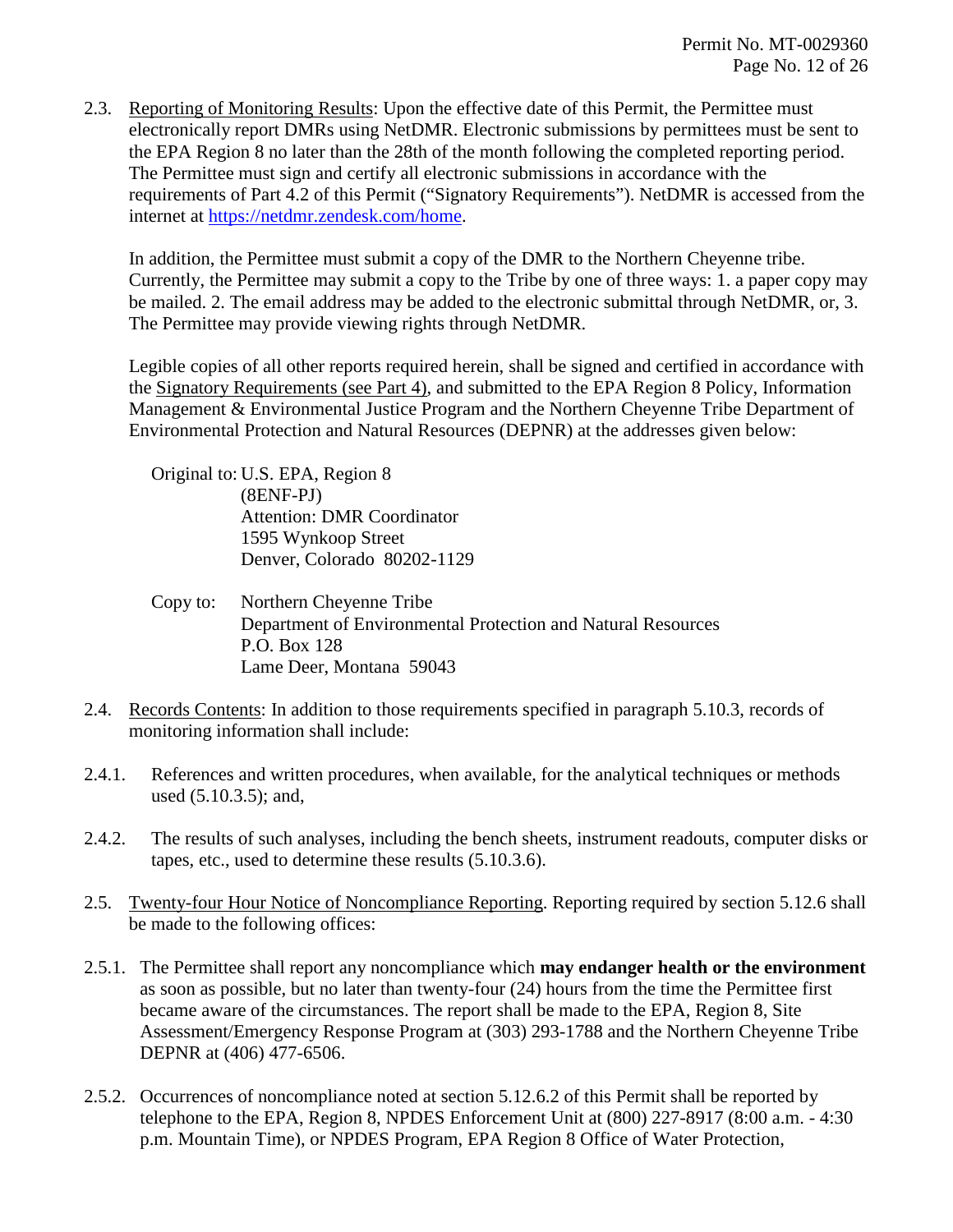2.3. <u>Reporting of Monitoring Results</u>: Upon the effective date of this Permit, the Permittee must electronically report DMRs using NetDMR. Electronic submissions by permittees must be sent to the EPA Region 8 no later than the 28th of the month following the completed reporting period. The Permittee must sign and certify all electronic submissions in accordance with the requirements of Part 4.2 of this Permit ("Signatory Requirements"). NetDMR is accessed from the internet at https://netdmr.zendesk.com/home.

In addition, the Permittee must submit a copy of the DMR to the Northern Cheyenne tribe. Currently, the Permittee may submit a copy to the Tribe by one of three ways: 1. a paper copy may be mailed. 2. The email address may be added to the electronic submittal through NetDMR, or, 3. The Permittee may provide viewing rights through NetDMR.

Legible copies of all other reports required herein, shall be signed and certified in accordance with the <u>Signatory Requirements (see Part 4)</u>, and submitted to the EPA Region 8 Policy, Information Management & Environmental Justice Program and the Northern Cheyenne Tribe Department of Environmental Protection and Natural Resources (DEPNR) at the addresses given below:

Original to: U.S. EPA, Region 8
(8ENF-PJ)
Attention: DMR Coordinator
1595 Wynkoop Street
Denver, Colorado 80202-1129

Copy to: Northern Cheyenne Tribe
Department of Environmental Protection and Natural Resources
P.O. Box 128
Lame Deer, Montana 59043

2.4. <u>Records Contents</u>: In addition to those requirements specified in paragraph 5.10.3, records of monitoring information shall include:

2.4.1. References and written procedures, when available, for the analytical techniques or methods used (5.10.3.5); and,

2.4.2. The results of such analyses, including the bench sheets, instrument readouts, computer disks or tapes, etc., used to determine these results (5.10.3.6).

2.5. <u>Twenty-four Hour Notice of Noncompliance Reporting</u>. Reporting required by section 5.12.6 shall be made to the following offices:

2.5.1. The Permittee shall report any noncompliance which **may endanger health or the environment** as soon as possible, but no later than twenty-four (24) hours from the time the Permittee first became aware of the circumstances. The report shall be made to the EPA, Region 8, Site Assessment/Emergency Response Program at (303) 293-1788 and the Northern Cheyenne Tribe DEPNR at (406) 477-6506.

2.5.2. Occurrences of noncompliance noted at section 5.12.6.2 of this Permit shall be reported by telephone to the EPA, Region 8, NPDES Enforcement Unit at (800) 227-8917 (8:00 a.m. - 4:30 p.m. Mountain Time), or NPDES Program, EPA Region 8 Office of Water Protection,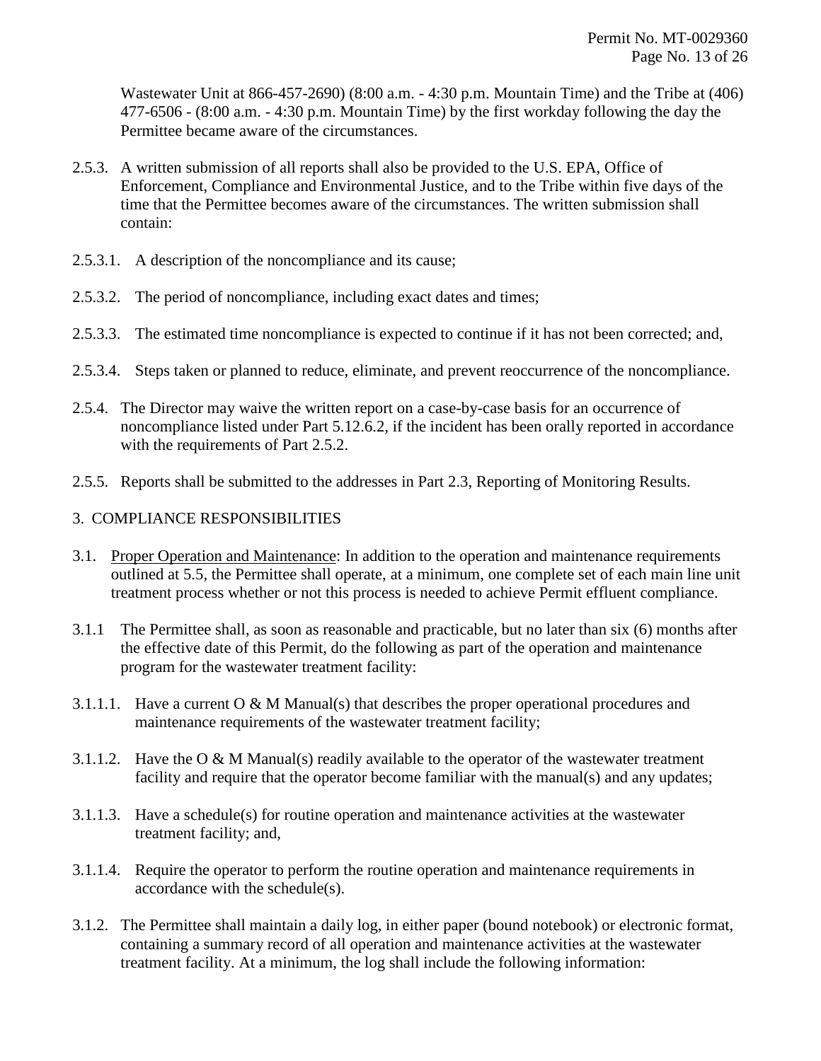Wastewater Unit at 866-457-2690) (8:00 a.m. - 4:30 p.m. Mountain Time) and the Tribe at (406) 477-6506 - (8:00 a.m. - 4:30 p.m. Mountain Time) by the first workday following the day the Permittee became aware of the circumstances.

2.5.3. A written submission of all reports shall also be provided to the U.S. EPA, Office of Enforcement, Compliance and Environmental Justice, and to the Tribe within five days of the time that the Permittee becomes aware of the circumstances. The written submission shall contain:

2.5.3.1. A description of the noncompliance and its cause;

2.5.3.2. The period of noncompliance, including exact dates and times;

2.5.3.3. The estimated time noncompliance is expected to continue if it has not been corrected; and,

2.5.3.4. Steps taken or planned to reduce, eliminate, and prevent reoccurrence of the noncompliance.

2.5.4. The Director may waive the written report on a case-by-case basis for an occurrence of noncompliance listed under Part 5.12.6.2, if the incident has been orally reported in accordance with the requirements of Part 2.5.2.

2.5.5. Reports shall be submitted to the addresses in Part 2.3, Reporting of Monitoring Results.

## 3. COMPLIANCE RESPONSIBILITIES

3.1. Proper Operation and Maintenance: In addition to the operation and maintenance requirements outlined at 5.5, the Permittee shall operate, at a minimum, one complete set of each main line unit treatment process whether or not this process is needed to achieve Permit effluent compliance.

3.1.1 The Permittee shall, as soon as reasonable and practicable, but no later than six (6) months after the effective date of this Permit, do the following as part of the operation and maintenance program for the wastewater treatment facility:

3.1.1.1. Have a current O & M Manual(s) that describes the proper operational procedures and maintenance requirements of the wastewater treatment facility;

3.1.1.2. Have the O & M Manual(s) readily available to the operator of the wastewater treatment facility and require that the operator become familiar with the manual(s) and any updates;

3.1.1.3. Have a schedule(s) for routine operation and maintenance activities at the wastewater treatment facility; and,

3.1.1.4. Require the operator to perform the routine operation and maintenance requirements in accordance with the schedule(s).

3.1.2. The Permittee shall maintain a daily log, in either paper (bound notebook) or electronic format, containing a summary record of all operation and maintenance activities at the wastewater treatment facility. At a minimum, the log shall include the following information: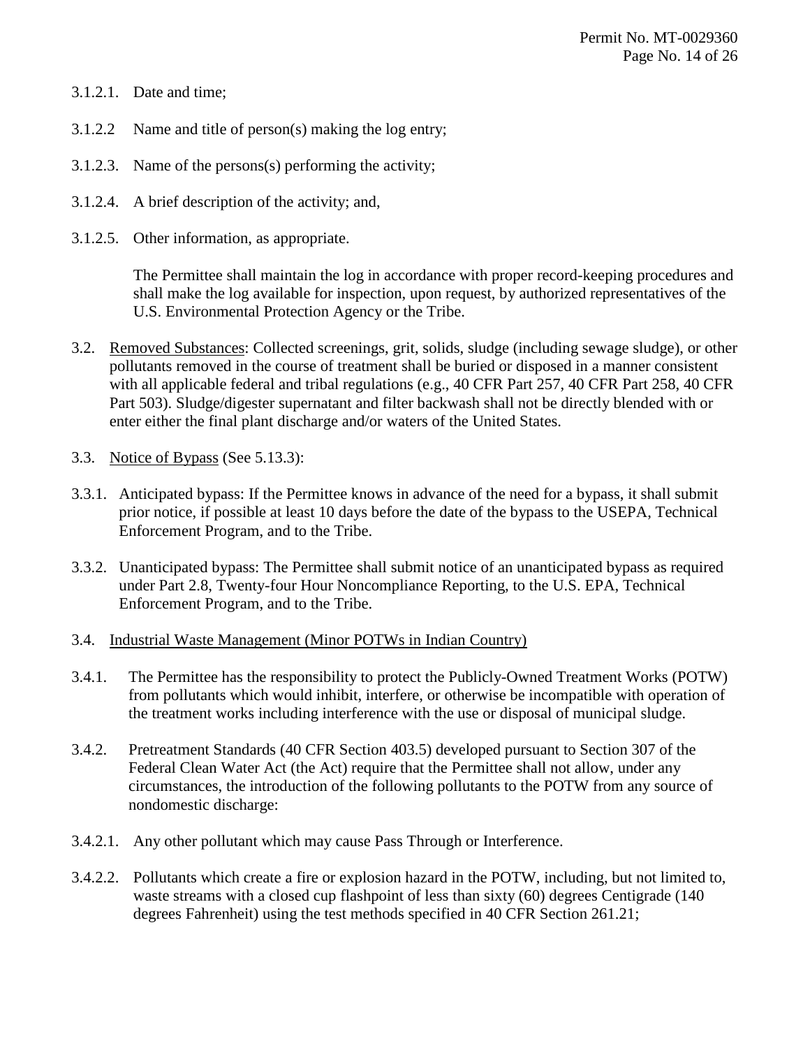3.1.2.1. Date and time;

3.1.2.2 Name and title of person(s) making the log entry;

3.1.2.3. Name of the persons(s) performing the activity;

3.1.2.4. A brief description of the activity; and,

3.1.2.5. Other information, as appropriate.

The Permittee shall maintain the log in accordance with proper record-keeping procedures and shall make the log available for inspection, upon request, by authorized representatives of the U.S. Environmental Protection Agency or the Tribe.

3.2. Removed Substances: Collected screenings, grit, solids, sludge (including sewage sludge), or other pollutants removed in the course of treatment shall be buried or disposed in a manner consistent with all applicable federal and tribal regulations (e.g., 40 CFR Part 257, 40 CFR Part 258, 40 CFR Part 503). Sludge/digester supernatant and filter backwash shall not be directly blended with or enter either the final plant discharge and/or waters of the United States.

3.3. Notice of Bypass (See 5.13.3):

3.3.1. Anticipated bypass: If the Permittee knows in advance of the need for a bypass, it shall submit prior notice, if possible at least 10 days before the date of the bypass to the USEPA, Technical Enforcement Program, and to the Tribe.

3.3.2. Unanticipated bypass: The Permittee shall submit notice of an unanticipated bypass as required under Part 2.8, Twenty-four Hour Noncompliance Reporting, to the U.S. EPA, Technical Enforcement Program, and to the Tribe.

3.4. Industrial Waste Management (Minor POTWs in Indian Country)

3.4.1. The Permittee has the responsibility to protect the Publicly-Owned Treatment Works (POTW) from pollutants which would inhibit, interfere, or otherwise be incompatible with operation of the treatment works including interference with the use or disposal of municipal sludge.

3.4.2. Pretreatment Standards (40 CFR Section 403.5) developed pursuant to Section 307 of the Federal Clean Water Act (the Act) require that the Permittee shall not allow, under any circumstances, the introduction of the following pollutants to the POTW from any source of nondomestic discharge:

3.4.2.1. Any other pollutant which may cause Pass Through or Interference.

3.4.2.2. Pollutants which create a fire or explosion hazard in the POTW, including, but not limited to, waste streams with a closed cup flashpoint of less than sixty (60) degrees Centigrade (140 degrees Fahrenheit) using the test methods specified in 40 CFR Section 261.21;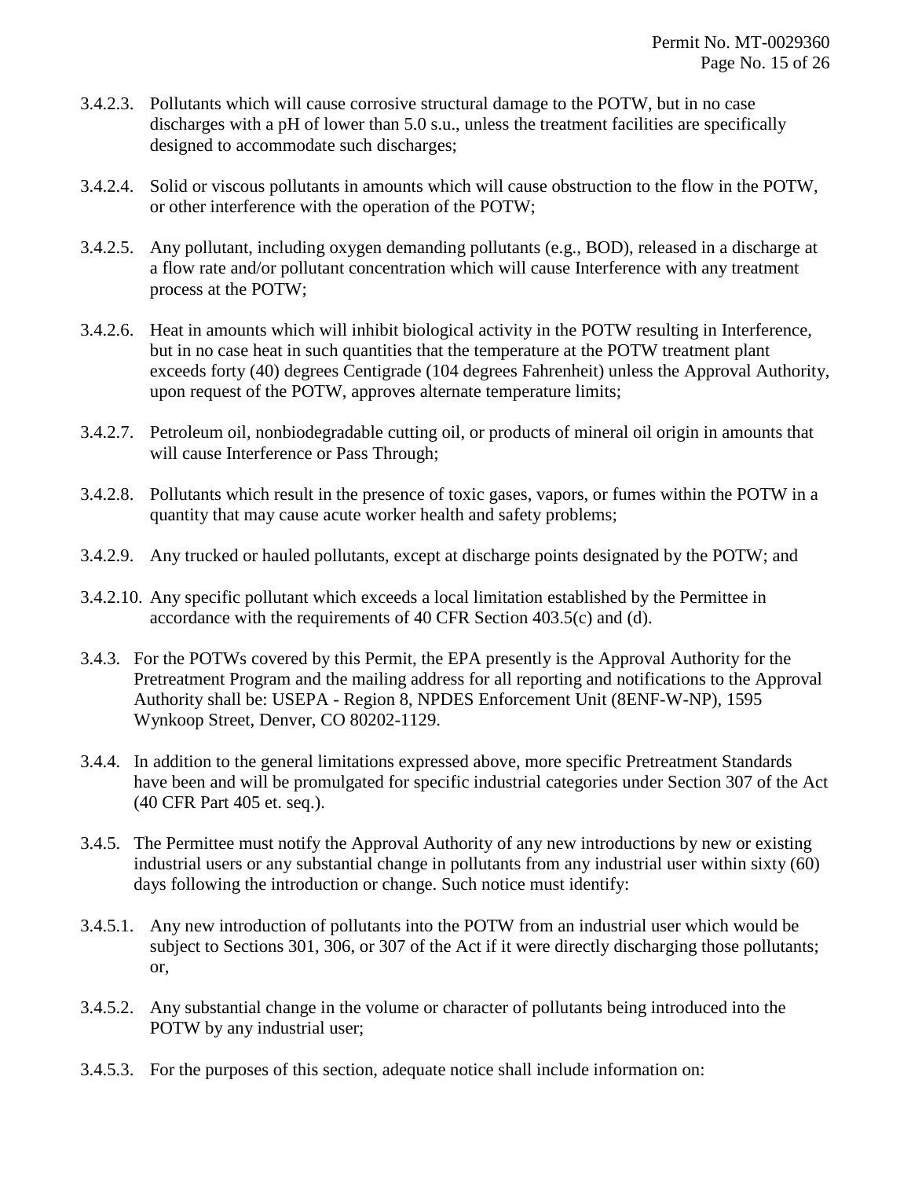3.4.2.3. Pollutants which will cause corrosive structural damage to the POTW, but in no case discharges with a pH of lower than 5.0 s.u., unless the treatment facilities are specifically designed to accommodate such discharges;

3.4.2.4. Solid or viscous pollutants in amounts which will cause obstruction to the flow in the POTW, or other interference with the operation of the POTW;

3.4.2.5. Any pollutant, including oxygen demanding pollutants (e.g., BOD), released in a discharge at a flow rate and/or pollutant concentration which will cause Interference with any treatment process at the POTW;

3.4.2.6. Heat in amounts which will inhibit biological activity in the POTW resulting in Interference, but in no case heat in such quantities that the temperature at the POTW treatment plant exceeds forty (40) degrees Centigrade (104 degrees Fahrenheit) unless the Approval Authority, upon request of the POTW, approves alternate temperature limits;

3.4.2.7. Petroleum oil, nonbiodegradable cutting oil, or products of mineral oil origin in amounts that will cause Interference or Pass Through;

3.4.2.8. Pollutants which result in the presence of toxic gases, vapors, or fumes within the POTW in a quantity that may cause acute worker health and safety problems;

3.4.2.9. Any trucked or hauled pollutants, except at discharge points designated by the POTW; and

3.4.2.10. Any specific pollutant which exceeds a local limitation established by the Permittee in accordance with the requirements of 40 CFR Section 403.5(c) and (d).

3.4.3. For the POTWs covered by this Permit, the EPA presently is the Approval Authority for the Pretreatment Program and the mailing address for all reporting and notifications to the Approval Authority shall be: USEPA - Region 8, NPDES Enforcement Unit (8ENF-W-NP), 1595 Wynkoop Street, Denver, CO 80202-1129.

3.4.4. In addition to the general limitations expressed above, more specific Pretreatment Standards have been and will be promulgated for specific industrial categories under Section 307 of the Act (40 CFR Part 405 et. seq.).

3.4.5. The Permittee must notify the Approval Authority of any new introductions by new or existing industrial users or any substantial change in pollutants from any industrial user within sixty (60) days following the introduction or change. Such notice must identify:

3.4.5.1. Any new introduction of pollutants into the POTW from an industrial user which would be subject to Sections 301, 306, or 307 of the Act if it were directly discharging those pollutants; or,

3.4.5.2. Any substantial change in the volume or character of pollutants being introduced into the POTW by any industrial user;

3.4.5.3. For the purposes of this section, adequate notice shall include information on: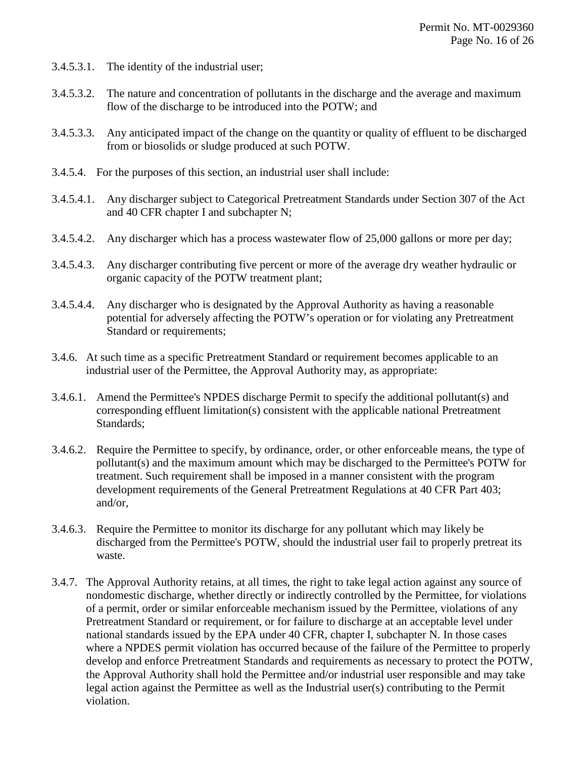3.4.5.3.1. The identity of the industrial user;

3.4.5.3.2. The nature and concentration of pollutants in the discharge and the average and maximum flow of the discharge to be introduced into the POTW; and

3.4.5.3.3. Any anticipated impact of the change on the quantity or quality of effluent to be discharged from or biosolids or sludge produced at such POTW.

3.4.5.4. For the purposes of this section, an industrial user shall include:

3.4.5.4.1. Any discharger subject to Categorical Pretreatment Standards under Section 307 of the Act and 40 CFR chapter I and subchapter N;

3.4.5.4.2. Any discharger which has a process wastewater flow of 25,000 gallons or more per day;

3.4.5.4.3. Any discharger contributing five percent or more of the average dry weather hydraulic or organic capacity of the POTW treatment plant;

3.4.5.4.4. Any discharger who is designated by the Approval Authority as having a reasonable potential for adversely affecting the POTW's operation or for violating any Pretreatment Standard or requirements;

3.4.6. At such time as a specific Pretreatment Standard or requirement becomes applicable to an industrial user of the Permittee, the Approval Authority may, as appropriate:

3.4.6.1. Amend the Permittee's NPDES discharge Permit to specify the additional pollutant(s) and corresponding effluent limitation(s) consistent with the applicable national Pretreatment Standards;

3.4.6.2. Require the Permittee to specify, by ordinance, order, or other enforceable means, the type of pollutant(s) and the maximum amount which may be discharged to the Permittee's POTW for treatment. Such requirement shall be imposed in a manner consistent with the program development requirements of the General Pretreatment Regulations at 40 CFR Part 403; and/or,

3.4.6.3. Require the Permittee to monitor its discharge for any pollutant which may likely be discharged from the Permittee's POTW, should the industrial user fail to properly pretreat its waste.

3.4.7. The Approval Authority retains, at all times, the right to take legal action against any source of nondomestic discharge, whether directly or indirectly controlled by the Permittee, for violations of a permit, order or similar enforceable mechanism issued by the Permittee, violations of any Pretreatment Standard or requirement, or for failure to discharge at an acceptable level under national standards issued by the EPA under 40 CFR, chapter I, subchapter N. In those cases where a NPDES permit violation has occurred because of the failure of the Permittee to properly develop and enforce Pretreatment Standards and requirements as necessary to protect the POTW, the Approval Authority shall hold the Permittee and/or industrial user responsible and may take legal action against the Permittee as well as the Industrial user(s) contributing to the Permit violation.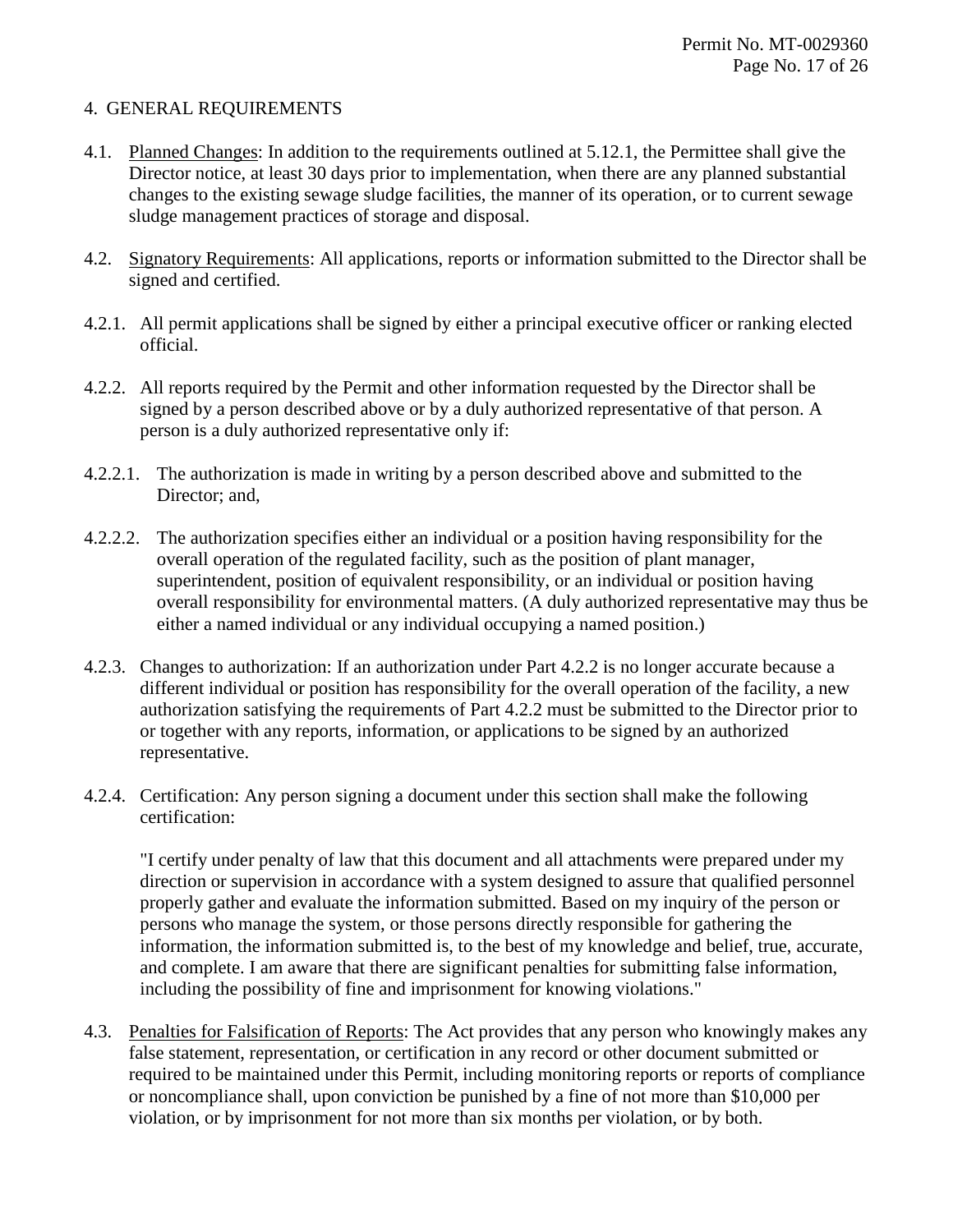## 4. GENERAL REQUIREMENTS

4.1. Planned Changes: In addition to the requirements outlined at 5.12.1, the Permittee shall give the Director notice, at least 30 days prior to implementation, when there are any planned substantial changes to the existing sewage sludge facilities, the manner of its operation, or to current sewage sludge management practices of storage and disposal.

4.2. Signatory Requirements: All applications, reports or information submitted to the Director shall be signed and certified.

4.2.1. All permit applications shall be signed by either a principal executive officer or ranking elected official.

4.2.2. All reports required by the Permit and other information requested by the Director shall be signed by a person described above or by a duly authorized representative of that person. A person is a duly authorized representative only if:

4.2.2.1. The authorization is made in writing by a person described above and submitted to the Director; and,

4.2.2.2. The authorization specifies either an individual or a position having responsibility for the overall operation of the regulated facility, such as the position of plant manager, superintendent, position of equivalent responsibility, or an individual or position having overall responsibility for environmental matters. (A duly authorized representative may thus be either a named individual or any individual occupying a named position.)

4.2.3. Changes to authorization: If an authorization under Part 4.2.2 is no longer accurate because a different individual or position has responsibility for the overall operation of the facility, a new authorization satisfying the requirements of Part 4.2.2 must be submitted to the Director prior to or together with any reports, information, or applications to be signed by an authorized representative.

4.2.4. Certification: Any person signing a document under this section shall make the following certification:

> "I certify under penalty of law that this document and all attachments were prepared under my direction or supervision in accordance with a system designed to assure that qualified personnel properly gather and evaluate the information submitted. Based on my inquiry of the person or persons who manage the system, or those persons directly responsible for gathering the information, the information submitted is, to the best of my knowledge and belief, true, accurate, and complete. I am aware that there are significant penalties for submitting false information, including the possibility of fine and imprisonment for knowing violations."

4.3. Penalties for Falsification of Reports: The Act provides that any person who knowingly makes any false statement, representation, or certification in any record or other document submitted or required to be maintained under this Permit, including monitoring reports or reports of compliance or noncompliance shall, upon conviction be punished by a fine of not more than $10,000 per violation, or by imprisonment for not more than six months per violation, or by both.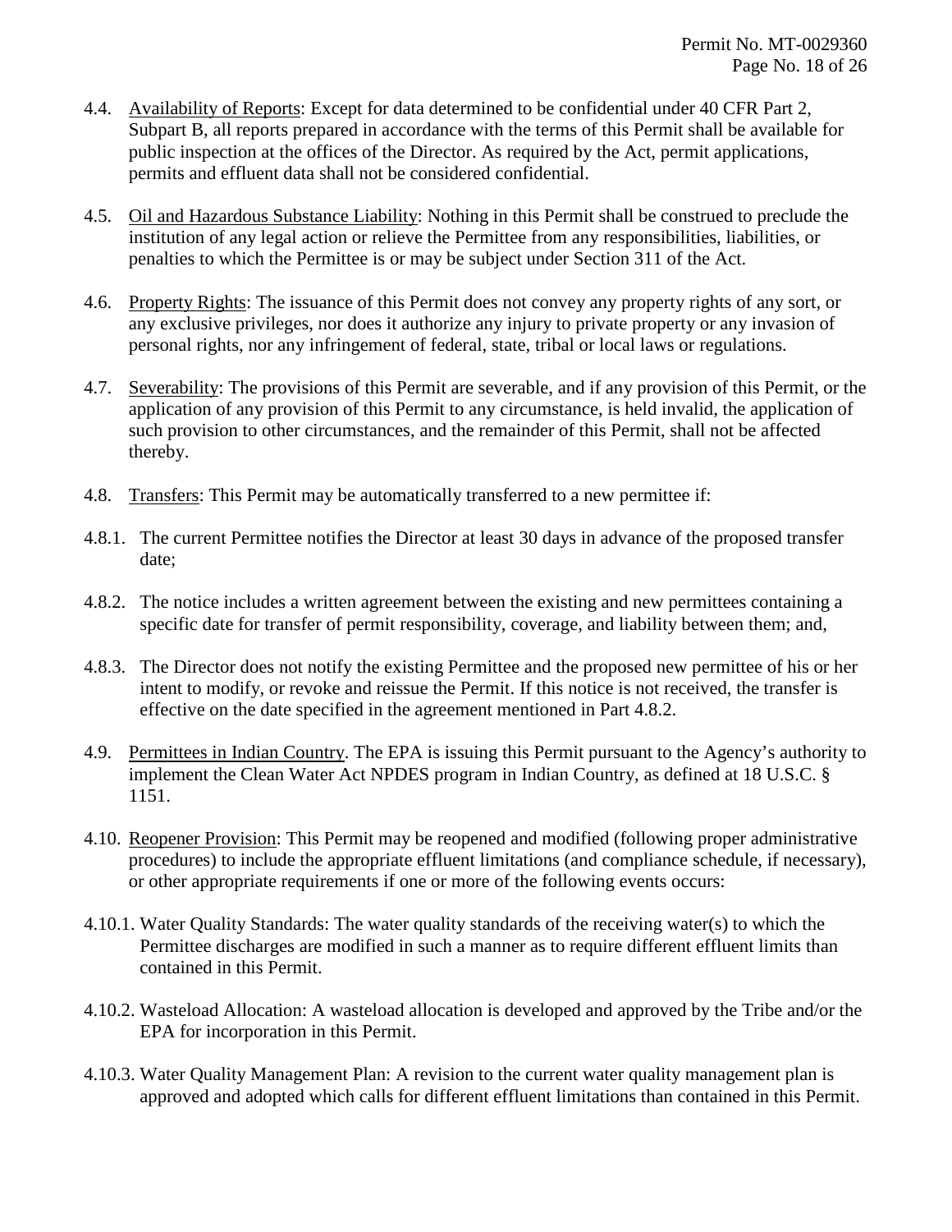4.4. Availability of Reports: Except for data determined to be confidential under 40 CFR Part 2, Subpart B, all reports prepared in accordance with the terms of this Permit shall be available for public inspection at the offices of the Director. As required by the Act, permit applications, permits and effluent data shall not be considered confidential.

4.5. Oil and Hazardous Substance Liability: Nothing in this Permit shall be construed to preclude the institution of any legal action or relieve the Permittee from any responsibilities, liabilities, or penalties to which the Permittee is or may be subject under Section 311 of the Act.

4.6. Property Rights: The issuance of this Permit does not convey any property rights of any sort, or any exclusive privileges, nor does it authorize any injury to private property or any invasion of personal rights, nor any infringement of federal, state, tribal or local laws or regulations.

4.7. Severability: The provisions of this Permit are severable, and if any provision of this Permit, or the application of any provision of this Permit to any circumstance, is held invalid, the application of such provision to other circumstances, and the remainder of this Permit, shall not be affected thereby.

4.8. Transfers: This Permit may be automatically transferred to a new permittee if:

4.8.1. The current Permittee notifies the Director at least 30 days in advance of the proposed transfer date;

4.8.2. The notice includes a written agreement between the existing and new permittees containing a specific date for transfer of permit responsibility, coverage, and liability between them; and,

4.8.3. The Director does not notify the existing Permittee and the proposed new permittee of his or her intent to modify, or revoke and reissue the Permit. If this notice is not received, the transfer is effective on the date specified in the agreement mentioned in Part 4.8.2.

4.9. Permittees in Indian Country. The EPA is issuing this Permit pursuant to the Agency's authority to implement the Clean Water Act NPDES program in Indian Country, as defined at 18 U.S.C. § 1151.

4.10. Reopener Provision: This Permit may be reopened and modified (following proper administrative procedures) to include the appropriate effluent limitations (and compliance schedule, if necessary), or other appropriate requirements if one or more of the following events occurs:

4.10.1. Water Quality Standards: The water quality standards of the receiving water(s) to which the Permittee discharges are modified in such a manner as to require different effluent limits than contained in this Permit.

4.10.2. Wasteload Allocation: A wasteload allocation is developed and approved by the Tribe and/or the EPA for incorporation in this Permit.

4.10.3. Water Quality Management Plan: A revision to the current water quality management plan is approved and adopted which calls for different effluent limitations than contained in this Permit.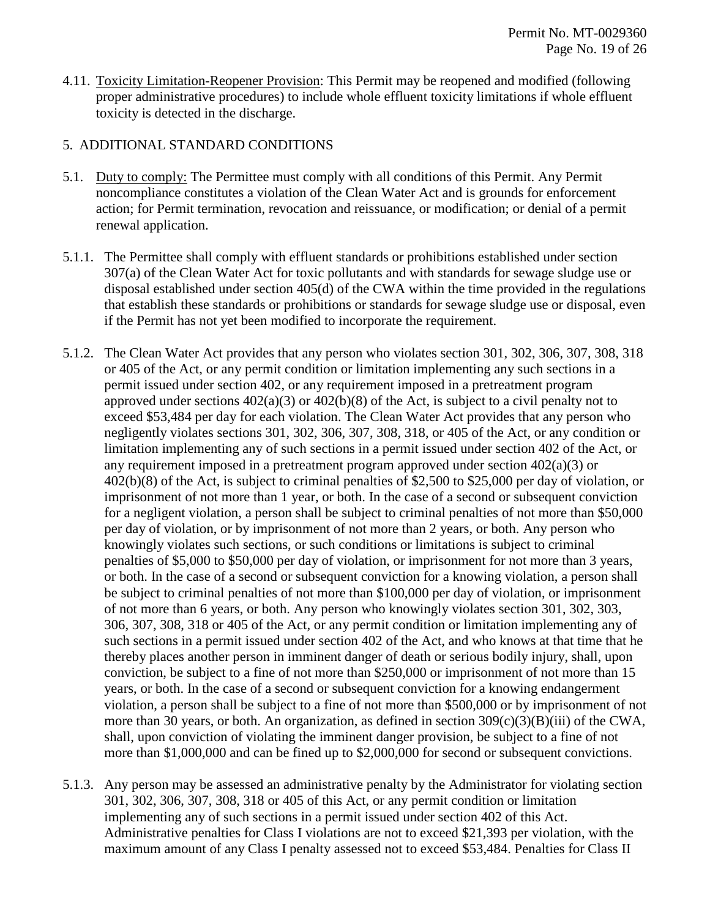4.11. Toxicity Limitation-Reopener Provision: This Permit may be reopened and modified (following proper administrative procedures) to include whole effluent toxicity limitations if whole effluent toxicity is detected in the discharge.

## 5. ADDITIONAL STANDARD CONDITIONS

5.1. Duty to comply: The Permittee must comply with all conditions of this Permit. Any Permit noncompliance constitutes a violation of the Clean Water Act and is grounds for enforcement action; for Permit termination, revocation and reissuance, or modification; or denial of a permit renewal application.

5.1.1. The Permittee shall comply with effluent standards or prohibitions established under section 307(a) of the Clean Water Act for toxic pollutants and with standards for sewage sludge use or disposal established under section 405(d) of the CWA within the time provided in the regulations that establish these standards or prohibitions or standards for sewage sludge use or disposal, even if the Permit has not yet been modified to incorporate the requirement.

5.1.2. The Clean Water Act provides that any person who violates section 301, 302, 306, 307, 308, 318 or 405 of the Act, or any permit condition or limitation implementing any such sections in a permit issued under section 402, or any requirement imposed in a pretreatment program approved under sections 402(a)(3) or 402(b)(8) of the Act, is subject to a civil penalty not to exceed $53,484 per day for each violation. The Clean Water Act provides that any person who negligently violates sections 301, 302, 306, 307, 308, 318, or 405 of the Act, or any condition or limitation implementing any of such sections in a permit issued under section 402 of the Act, or any requirement imposed in a pretreatment program approved under section 402(a)(3) or 402(b)(8) of the Act, is subject to criminal penalties of $2,500 to $25,000 per day of violation, or imprisonment of not more than 1 year, or both. In the case of a second or subsequent conviction for a negligent violation, a person shall be subject to criminal penalties of not more than $50,000 per day of violation, or by imprisonment of not more than 2 years, or both. Any person who knowingly violates such sections, or such conditions or limitations is subject to criminal penalties of $5,000 to $50,000 per day of violation, or imprisonment for not more than 3 years, or both. In the case of a second or subsequent conviction for a knowing violation, a person shall be subject to criminal penalties of not more than $100,000 per day of violation, or imprisonment of not more than 6 years, or both. Any person who knowingly violates section 301, 302, 303, 306, 307, 308, 318 or 405 of the Act, or any permit condition or limitation implementing any of such sections in a permit issued under section 402 of the Act, and who knows at that time that he thereby places another person in imminent danger of death or serious bodily injury, shall, upon conviction, be subject to a fine of not more than $250,000 or imprisonment of not more than 15 years, or both. In the case of a second or subsequent conviction for a knowing endangerment violation, a person shall be subject to a fine of not more than $500,000 or by imprisonment of not more than 30 years, or both. An organization, as defined in section 309(c)(3)(B)(iii) of the CWA, shall, upon conviction of violating the imminent danger provision, be subject to a fine of not more than $1,000,000 and can be fined up to $2,000,000 for second or subsequent convictions.

5.1.3. Any person may be assessed an administrative penalty by the Administrator for violating section 301, 302, 306, 307, 308, 318 or 405 of this Act, or any permit condition or limitation implementing any of such sections in a permit issued under section 402 of this Act. Administrative penalties for Class I violations are not to exceed $21,393 per violation, with the maximum amount of any Class I penalty assessed not to exceed $53,484. Penalties for Class II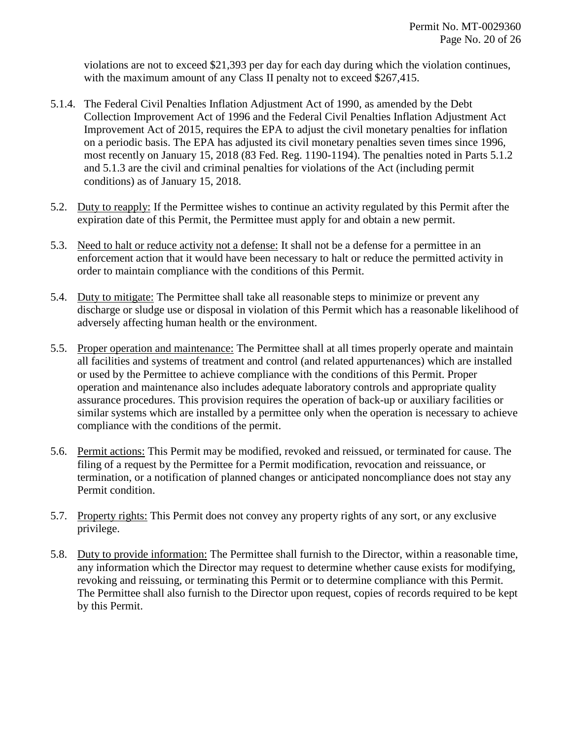violations are not to exceed $21,393 per day for each day during which the violation continues, with the maximum amount of any Class II penalty not to exceed $267,415.

5.1.4. The Federal Civil Penalties Inflation Adjustment Act of 1990, as amended by the Debt Collection Improvement Act of 1996 and the Federal Civil Penalties Inflation Adjustment Act Improvement Act of 2015, requires the EPA to adjust the civil monetary penalties for inflation on a periodic basis. The EPA has adjusted its civil monetary penalties seven times since 1996, most recently on January 15, 2018 (83 Fed. Reg. 1190-1194). The penalties noted in Parts 5.1.2 and 5.1.3 are the civil and criminal penalties for violations of the Act (including permit conditions) as of January 15, 2018.

5.2. Duty to reapply: If the Permittee wishes to continue an activity regulated by this Permit after the expiration date of this Permit, the Permittee must apply for and obtain a new permit.

5.3. Need to halt or reduce activity not a defense: It shall not be a defense for a permittee in an enforcement action that it would have been necessary to halt or reduce the permitted activity in order to maintain compliance with the conditions of this Permit.

5.4. Duty to mitigate: The Permittee shall take all reasonable steps to minimize or prevent any discharge or sludge use or disposal in violation of this Permit which has a reasonable likelihood of adversely affecting human health or the environment.

5.5. Proper operation and maintenance: The Permittee shall at all times properly operate and maintain all facilities and systems of treatment and control (and related appurtenances) which are installed or used by the Permittee to achieve compliance with the conditions of this Permit. Proper operation and maintenance also includes adequate laboratory controls and appropriate quality assurance procedures. This provision requires the operation of back-up or auxiliary facilities or similar systems which are installed by a permittee only when the operation is necessary to achieve compliance with the conditions of the permit.

5.6. Permit actions: This Permit may be modified, revoked and reissued, or terminated for cause. The filing of a request by the Permittee for a Permit modification, revocation and reissuance, or termination, or a notification of planned changes or anticipated noncompliance does not stay any Permit condition.

5.7. Property rights: This Permit does not convey any property rights of any sort, or any exclusive privilege.

5.8. Duty to provide information: The Permittee shall furnish to the Director, within a reasonable time, any information which the Director may request to determine whether cause exists for modifying, revoking and reissuing, or terminating this Permit or to determine compliance with this Permit. The Permittee shall also furnish to the Director upon request, copies of records required to be kept by this Permit.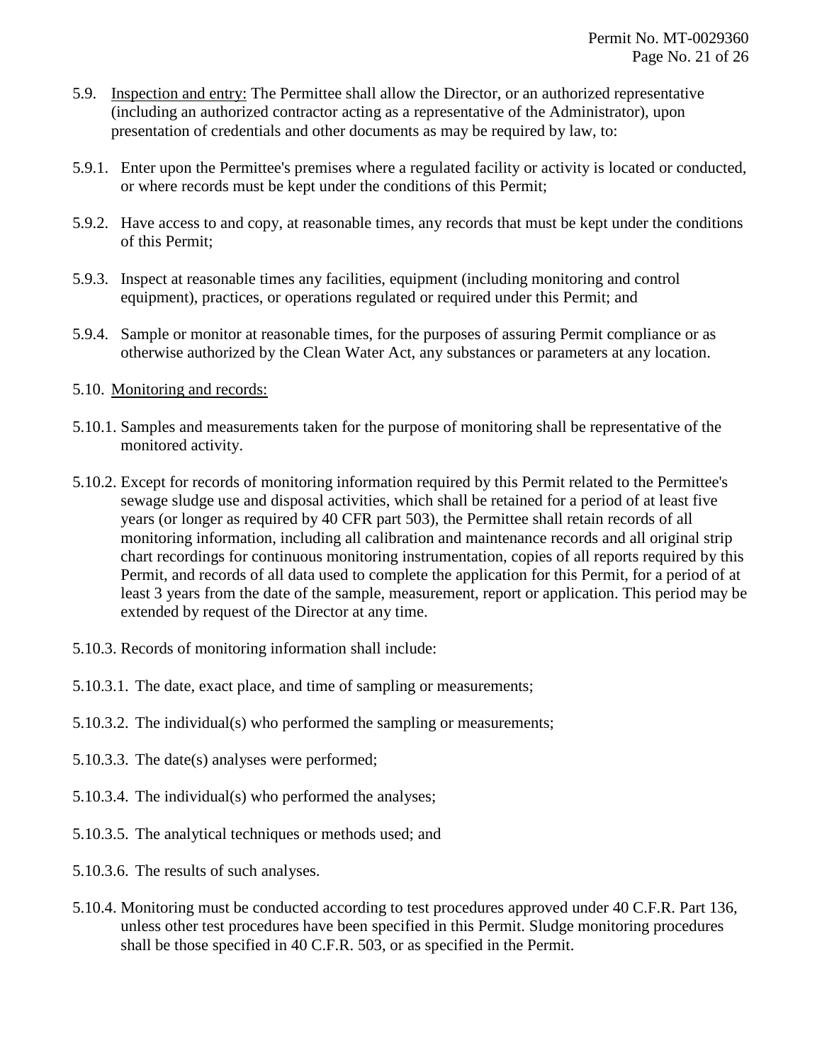5.9. <u>Inspection and entry:</u> The Permittee shall allow the Director, or an authorized representative (including an authorized contractor acting as a representative of the Administrator), upon presentation of credentials and other documents as may be required by law, to:

5.9.1. Enter upon the Permittee's premises where a regulated facility or activity is located or conducted, or where records must be kept under the conditions of this Permit;

5.9.2. Have access to and copy, at reasonable times, any records that must be kept under the conditions of this Permit;

5.9.3. Inspect at reasonable times any facilities, equipment (including monitoring and control equipment), practices, or operations regulated or required under this Permit; and

5.9.4. Sample or monitor at reasonable times, for the purposes of assuring Permit compliance or as otherwise authorized by the Clean Water Act, any substances or parameters at any location.

5.10. <u>Monitoring and records:</u>

5.10.1. Samples and measurements taken for the purpose of monitoring shall be representative of the monitored activity.

5.10.2. Except for records of monitoring information required by this Permit related to the Permittee's sewage sludge use and disposal activities, which shall be retained for a period of at least five years (or longer as required by 40 CFR part 503), the Permittee shall retain records of all monitoring information, including all calibration and maintenance records and all original strip chart recordings for continuous monitoring instrumentation, copies of all reports required by this Permit, and records of all data used to complete the application for this Permit, for a period of at least 3 years from the date of the sample, measurement, report or application. This period may be extended by request of the Director at any time.

5.10.3. Records of monitoring information shall include:

5.10.3.1. The date, exact place, and time of sampling or measurements;

5.10.3.2. The individual(s) who performed the sampling or measurements;

5.10.3.3. The date(s) analyses were performed;

5.10.3.4. The individual(s) who performed the analyses;

5.10.3.5. The analytical techniques or methods used; and

5.10.3.6. The results of such analyses.

5.10.4. Monitoring must be conducted according to test procedures approved under 40 C.F.R. Part 136, unless other test procedures have been specified in this Permit. Sludge monitoring procedures shall be those specified in 40 C.F.R. 503, or as specified in the Permit.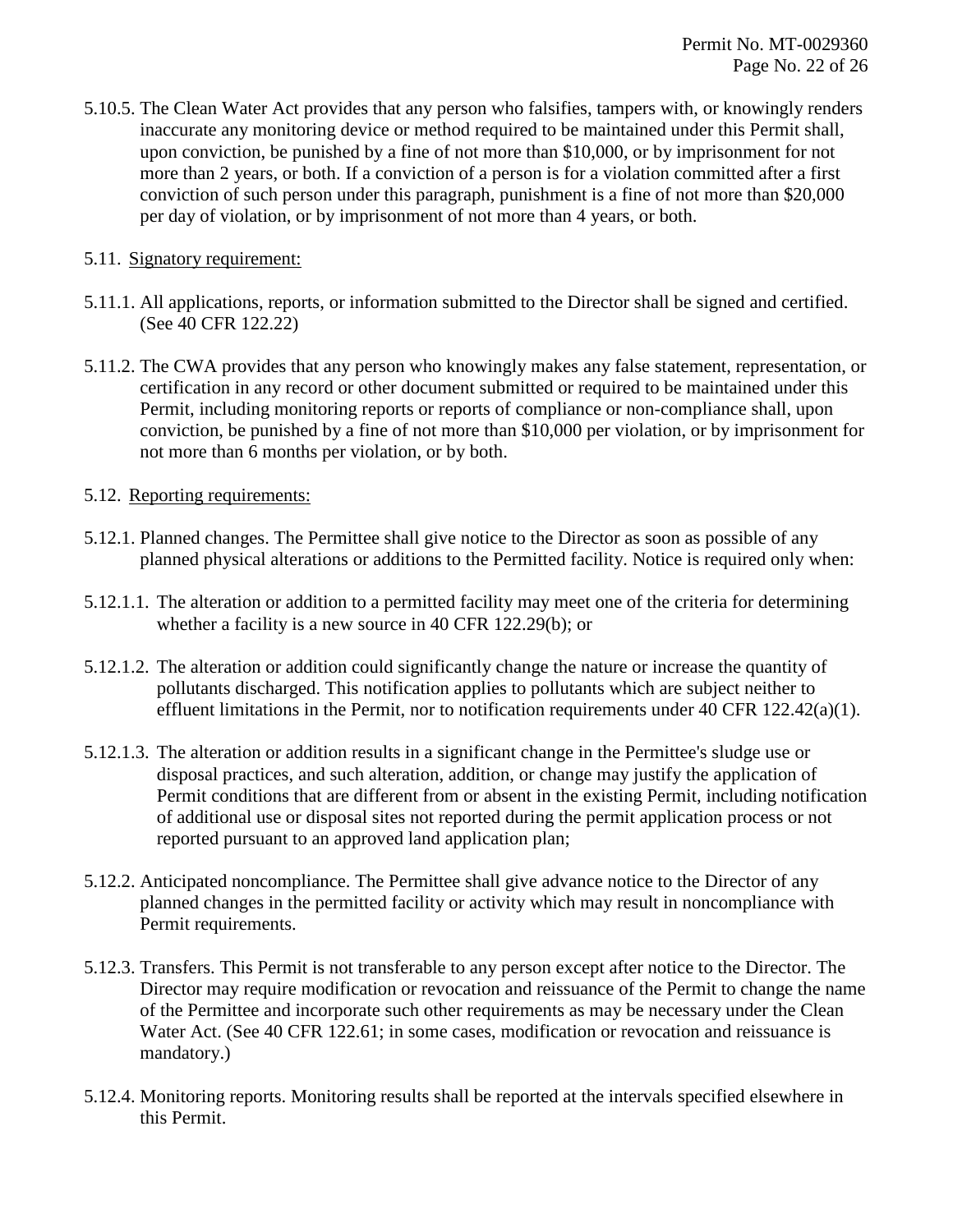5.10.5. The Clean Water Act provides that any person who falsifies, tampers with, or knowingly renders inaccurate any monitoring device or method required to be maintained under this Permit shall, upon conviction, be punished by a fine of not more than $10,000, or by imprisonment for not more than 2 years, or both. If a conviction of a person is for a violation committed after a first conviction of such person under this paragraph, punishment is a fine of not more than $20,000 per day of violation, or by imprisonment of not more than 4 years, or both.

5.11. Signatory requirement:

5.11.1. All applications, reports, or information submitted to the Director shall be signed and certified. (See 40 CFR 122.22)

5.11.2. The CWA provides that any person who knowingly makes any false statement, representation, or certification in any record or other document submitted or required to be maintained under this Permit, including monitoring reports or reports of compliance or non-compliance shall, upon conviction, be punished by a fine of not more than $10,000 per violation, or by imprisonment for not more than 6 months per violation, or by both.

5.12. Reporting requirements:

5.12.1. Planned changes. The Permittee shall give notice to the Director as soon as possible of any planned physical alterations or additions to the Permitted facility. Notice is required only when:

5.12.1.1. The alteration or addition to a permitted facility may meet one of the criteria for determining whether a facility is a new source in 40 CFR 122.29(b); or

5.12.1.2. The alteration or addition could significantly change the nature or increase the quantity of pollutants discharged. This notification applies to pollutants which are subject neither to effluent limitations in the Permit, nor to notification requirements under 40 CFR 122.42(a)(1).

5.12.1.3. The alteration or addition results in a significant change in the Permittee's sludge use or disposal practices, and such alteration, addition, or change may justify the application of Permit conditions that are different from or absent in the existing Permit, including notification of additional use or disposal sites not reported during the permit application process or not reported pursuant to an approved land application plan;

5.12.2. Anticipated noncompliance. The Permittee shall give advance notice to the Director of any planned changes in the permitted facility or activity which may result in noncompliance with Permit requirements.

5.12.3. Transfers. This Permit is not transferable to any person except after notice to the Director. The Director may require modification or revocation and reissuance of the Permit to change the name of the Permittee and incorporate such other requirements as may be necessary under the Clean Water Act. (See 40 CFR 122.61; in some cases, modification or revocation and reissuance is mandatory.)

5.12.4. Monitoring reports. Monitoring results shall be reported at the intervals specified elsewhere in this Permit.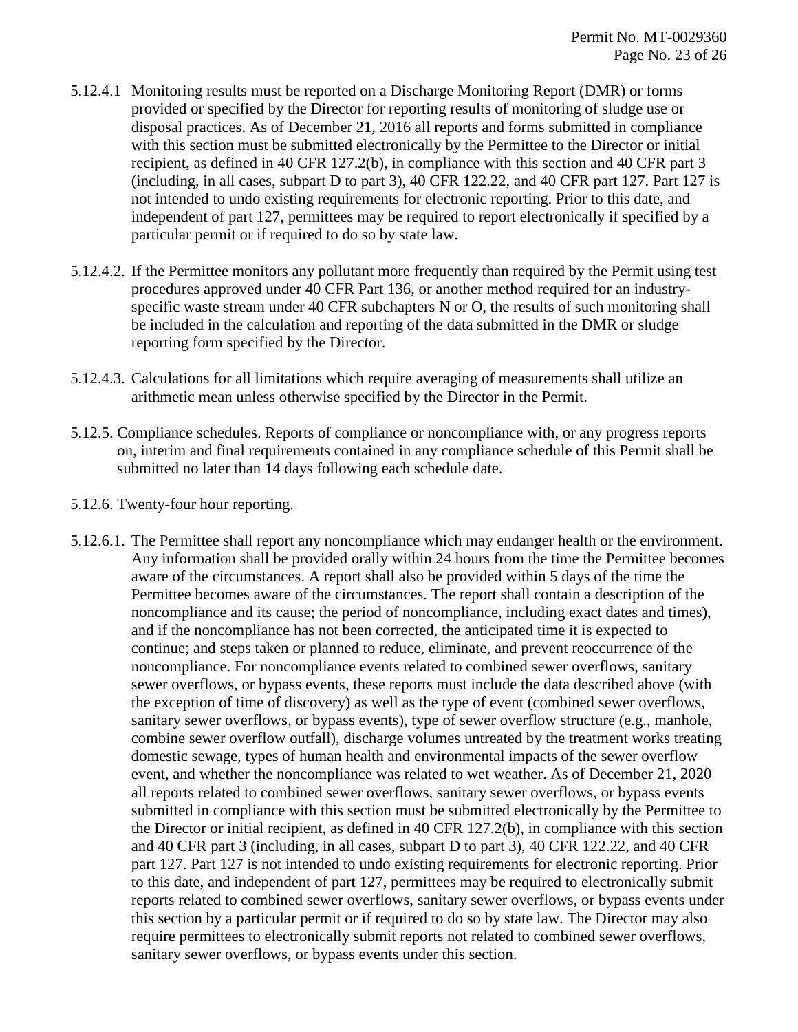5.12.4.1 Monitoring results must be reported on a Discharge Monitoring Report (DMR) or forms provided or specified by the Director for reporting results of monitoring of sludge use or disposal practices. As of December 21, 2016 all reports and forms submitted in compliance with this section must be submitted electronically by the Permittee to the Director or initial recipient, as defined in 40 CFR 127.2(b), in compliance with this section and 40 CFR part 3 (including, in all cases, subpart D to part 3), 40 CFR 122.22, and 40 CFR part 127. Part 127 is not intended to undo existing requirements for electronic reporting. Prior to this date, and independent of part 127, permittees may be required to report electronically if specified by a particular permit or if required to do so by state law.

5.12.4.2. If the Permittee monitors any pollutant more frequently than required by the Permit using test procedures approved under 40 CFR Part 136, or another method required for an industry-specific waste stream under 40 CFR subchapters N or O, the results of such monitoring shall be included in the calculation and reporting of the data submitted in the DMR or sludge reporting form specified by the Director.

5.12.4.3. Calculations for all limitations which require averaging of measurements shall utilize an arithmetic mean unless otherwise specified by the Director in the Permit.

5.12.5. Compliance schedules. Reports of compliance or noncompliance with, or any progress reports on, interim and final requirements contained in any compliance schedule of this Permit shall be submitted no later than 14 days following each schedule date.

5.12.6. Twenty-four hour reporting.

5.12.6.1. The Permittee shall report any noncompliance which may endanger health or the environment. Any information shall be provided orally within 24 hours from the time the Permittee becomes aware of the circumstances. A report shall also be provided within 5 days of the time the Permittee becomes aware of the circumstances. The report shall contain a description of the noncompliance and its cause; the period of noncompliance, including exact dates and times), and if the noncompliance has not been corrected, the anticipated time it is expected to continue; and steps taken or planned to reduce, eliminate, and prevent reoccurrence of the noncompliance. For noncompliance events related to combined sewer overflows, sanitary sewer overflows, or bypass events, these reports must include the data described above (with the exception of time of discovery) as well as the type of event (combined sewer overflows, sanitary sewer overflows, or bypass events), type of sewer overflow structure (e.g., manhole, combine sewer overflow outfall), discharge volumes untreated by the treatment works treating domestic sewage, types of human health and environmental impacts of the sewer overflow event, and whether the noncompliance was related to wet weather. As of December 21, 2020 all reports related to combined sewer overflows, sanitary sewer overflows, or bypass events submitted in compliance with this section must be submitted electronically by the Permittee to the Director or initial recipient, as defined in 40 CFR 127.2(b), in compliance with this section and 40 CFR part 3 (including, in all cases, subpart D to part 3), 40 CFR 122.22, and 40 CFR part 127. Part 127 is not intended to undo existing requirements for electronic reporting. Prior to this date, and independent of part 127, permittees may be required to electronically submit reports related to combined sewer overflows, sanitary sewer overflows, or bypass events under this section by a particular permit or if required to do so by state law. The Director may also require permittees to electronically submit reports not related to combined sewer overflows, sanitary sewer overflows, or bypass events under this section.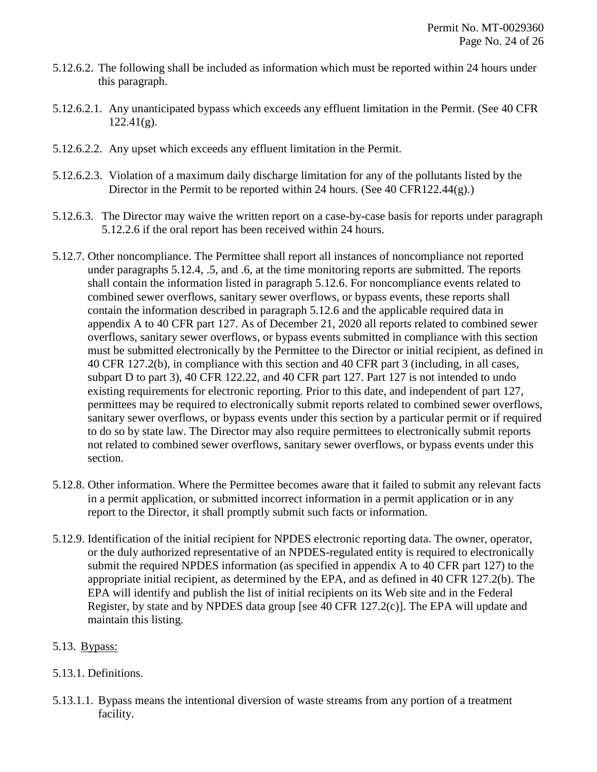5.12.6.2. The following shall be included as information which must be reported within 24 hours under this paragraph.

5.12.6.2.1. Any unanticipated bypass which exceeds any effluent limitation in the Permit. (See 40 CFR 122.41(g).

5.12.6.2.2. Any upset which exceeds any effluent limitation in the Permit.

5.12.6.2.3. Violation of a maximum daily discharge limitation for any of the pollutants listed by the Director in the Permit to be reported within 24 hours. (See 40 CFR122.44(g).)

5.12.6.3. The Director may waive the written report on a case-by-case basis for reports under paragraph 5.12.2.6 if the oral report has been received within 24 hours.

5.12.7. Other noncompliance. The Permittee shall report all instances of noncompliance not reported under paragraphs 5.12.4, .5, and .6, at the time monitoring reports are submitted. The reports shall contain the information listed in paragraph 5.12.6. For noncompliance events related to combined sewer overflows, sanitary sewer overflows, or bypass events, these reports shall contain the information described in paragraph 5.12.6 and the applicable required data in appendix A to 40 CFR part 127. As of December 21, 2020 all reports related to combined sewer overflows, sanitary sewer overflows, or bypass events submitted in compliance with this section must be submitted electronically by the Permittee to the Director or initial recipient, as defined in 40 CFR 127.2(b), in compliance with this section and 40 CFR part 3 (including, in all cases, subpart D to part 3), 40 CFR 122.22, and 40 CFR part 127. Part 127 is not intended to undo existing requirements for electronic reporting. Prior to this date, and independent of part 127, permittees may be required to electronically submit reports related to combined sewer overflows, sanitary sewer overflows, or bypass events under this section by a particular permit or if required to do so by state law. The Director may also require permittees to electronically submit reports not related to combined sewer overflows, sanitary sewer overflows, or bypass events under this section.

5.12.8. Other information. Where the Permittee becomes aware that it failed to submit any relevant facts in a permit application, or submitted incorrect information in a permit application or in any report to the Director, it shall promptly submit such facts or information.

5.12.9. Identification of the initial recipient for NPDES electronic reporting data. The owner, operator, or the duly authorized representative of an NPDES-regulated entity is required to electronically submit the required NPDES information (as specified in appendix A to 40 CFR part 127) to the appropriate initial recipient, as determined by the EPA, and as defined in 40 CFR 127.2(b). The EPA will identify and publish the list of initial recipients on its Web site and in the Federal Register, by state and by NPDES data group [see 40 CFR 127.2(c)]. The EPA will update and maintain this listing.

5.13. <u>Bypass:</u>

5.13.1. Definitions.

5.13.1.1. Bypass means the intentional diversion of waste streams from any portion of a treatment facility.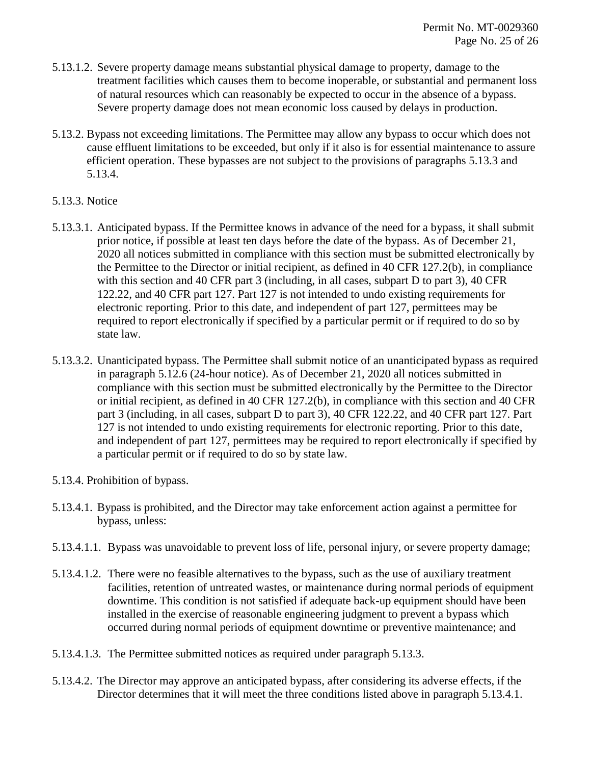5.13.1.2. Severe property damage means substantial physical damage to property, damage to the treatment facilities which causes them to become inoperable, or substantial and permanent loss of natural resources which can reasonably be expected to occur in the absence of a bypass. Severe property damage does not mean economic loss caused by delays in production.

5.13.2. Bypass not exceeding limitations. The Permittee may allow any bypass to occur which does not cause effluent limitations to be exceeded, but only if it also is for essential maintenance to assure efficient operation. These bypasses are not subject to the provisions of paragraphs 5.13.3 and 5.13.4.

5.13.3. Notice

5.13.3.1. Anticipated bypass. If the Permittee knows in advance of the need for a bypass, it shall submit prior notice, if possible at least ten days before the date of the bypass. As of December 21, 2020 all notices submitted in compliance with this section must be submitted electronically by the Permittee to the Director or initial recipient, as defined in 40 CFR 127.2(b), in compliance with this section and 40 CFR part 3 (including, in all cases, subpart D to part 3), 40 CFR 122.22, and 40 CFR part 127. Part 127 is not intended to undo existing requirements for electronic reporting. Prior to this date, and independent of part 127, permittees may be required to report electronically if specified by a particular permit or if required to do so by state law.

5.13.3.2. Unanticipated bypass. The Permittee shall submit notice of an unanticipated bypass as required in paragraph 5.12.6 (24-hour notice). As of December 21, 2020 all notices submitted in compliance with this section must be submitted electronically by the Permittee to the Director or initial recipient, as defined in 40 CFR 127.2(b), in compliance with this section and 40 CFR part 3 (including, in all cases, subpart D to part 3), 40 CFR 122.22, and 40 CFR part 127. Part 127 is not intended to undo existing requirements for electronic reporting. Prior to this date, and independent of part 127, permittees may be required to report electronically if specified by a particular permit or if required to do so by state law.

5.13.4. Prohibition of bypass.

5.13.4.1. Bypass is prohibited, and the Director may take enforcement action against a permittee for bypass, unless:

5.13.4.1.1. Bypass was unavoidable to prevent loss of life, personal injury, or severe property damage;

5.13.4.1.2. There were no feasible alternatives to the bypass, such as the use of auxiliary treatment facilities, retention of untreated wastes, or maintenance during normal periods of equipment downtime. This condition is not satisfied if adequate back-up equipment should have been installed in the exercise of reasonable engineering judgment to prevent a bypass which occurred during normal periods of equipment downtime or preventive maintenance; and

5.13.4.1.3. The Permittee submitted notices as required under paragraph 5.13.3.

5.13.4.2. The Director may approve an anticipated bypass, after considering its adverse effects, if the Director determines that it will meet the three conditions listed above in paragraph 5.13.4.1.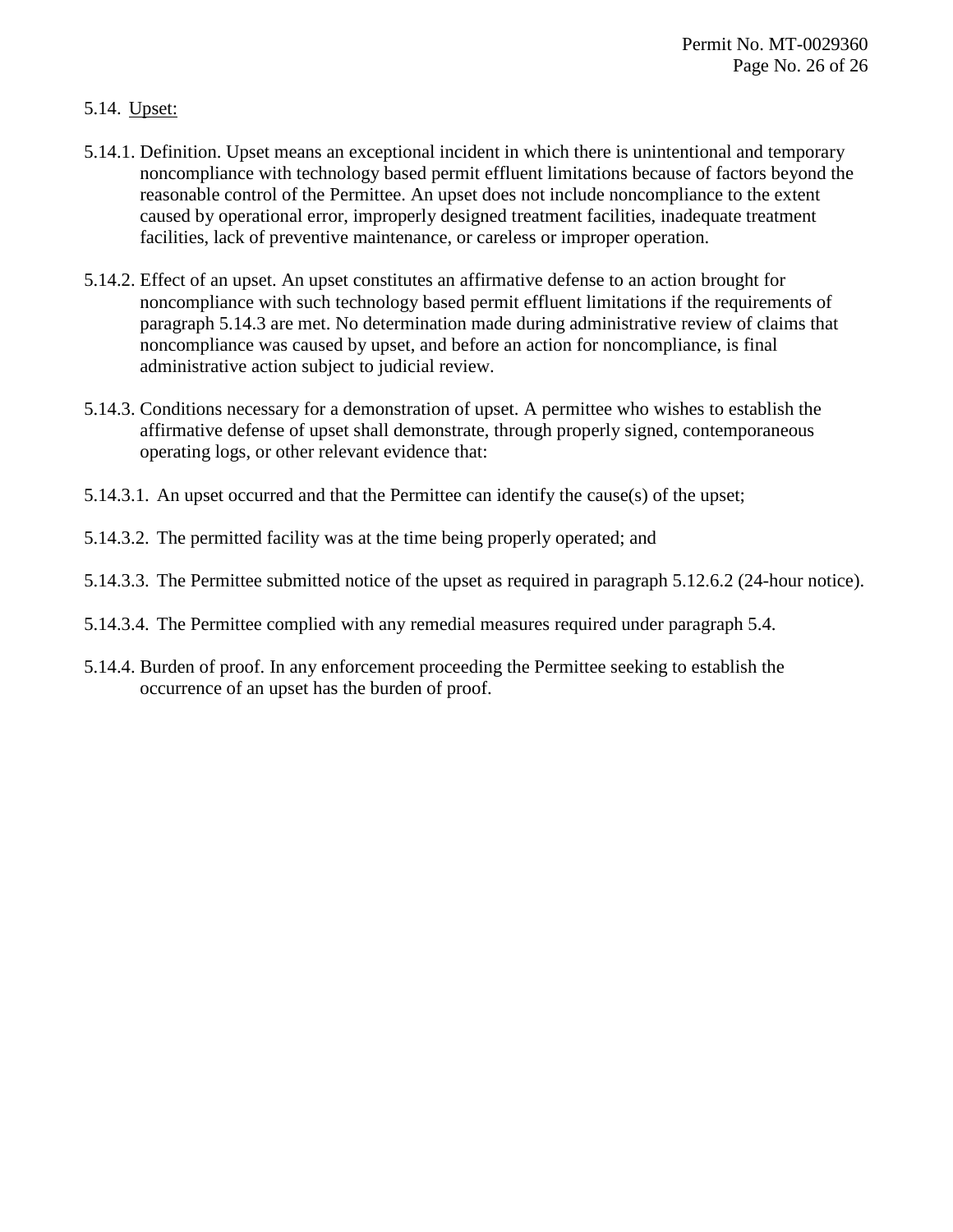5.14. Upset:

5.14.1. Definition. Upset means an exceptional incident in which there is unintentional and temporary noncompliance with technology based permit effluent limitations because of factors beyond the reasonable control of the Permittee. An upset does not include noncompliance to the extent caused by operational error, improperly designed treatment facilities, inadequate treatment facilities, lack of preventive maintenance, or careless or improper operation.

5.14.2. Effect of an upset. An upset constitutes an affirmative defense to an action brought for noncompliance with such technology based permit effluent limitations if the requirements of paragraph 5.14.3 are met. No determination made during administrative review of claims that noncompliance was caused by upset, and before an action for noncompliance, is final administrative action subject to judicial review.

5.14.3. Conditions necessary for a demonstration of upset. A permittee who wishes to establish the affirmative defense of upset shall demonstrate, through properly signed, contemporaneous operating logs, or other relevant evidence that:

5.14.3.1. An upset occurred and that the Permittee can identify the cause(s) of the upset;

5.14.3.2. The permitted facility was at the time being properly operated; and

5.14.3.3. The Permittee submitted notice of the upset as required in paragraph 5.12.6.2 (24-hour notice).

5.14.3.4. The Permittee complied with any remedial measures required under paragraph 5.4.

5.14.4. Burden of proof. In any enforcement proceeding the Permittee seeking to establish the occurrence of an upset has the burden of proof.